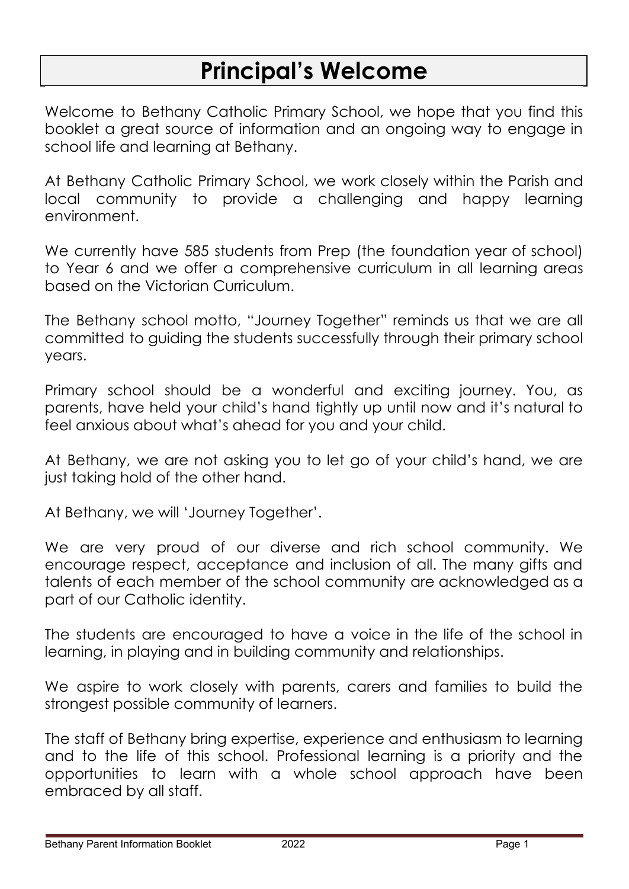# Principal's Welcome

Welcome to Bethany Catholic Primary School, we hope that you find this booklet a great source of information and an ongoing way to engage in school life and learning at Bethany.

At Bethany Catholic Primary School, we work closely within the Parish and local community to provide a challenging and happy learning environment.

We currently have 585 students from Prep (the foundation year of school) to Year 6 and we offer a comprehensive curriculum in all learning areas based on the Victorian Curriculum.

The Bethany school motto, "Journey Together" reminds us that we are all committed to guiding the students successfully through their primary school years.

Primary school should be a wonderful and exciting journey. You, as parents, have held your child's hand tightly up until now and it's natural to feel anxious about what's ahead for you and your child.

At Bethany, we are not asking you to let go of your child's hand, we are just taking hold of the other hand.

At Bethany, we will 'Journey Together'.

We are very proud of our diverse and rich school community. We encourage respect, acceptance and inclusion of all. The many gifts and talents of each member of the school community are acknowledged as a part of our Catholic identity.

The students are encouraged to have a voice in the life of the school in learning, in playing and in building community and relationships.

We aspire to work closely with parents, carers and families to build the strongest possible community of learners.

The staff of Bethany bring expertise, experience and enthusiasm to learning and to the life of this school. Professional learning is a priority and the opportunities to learn with a whole school approach have been embraced by all staff.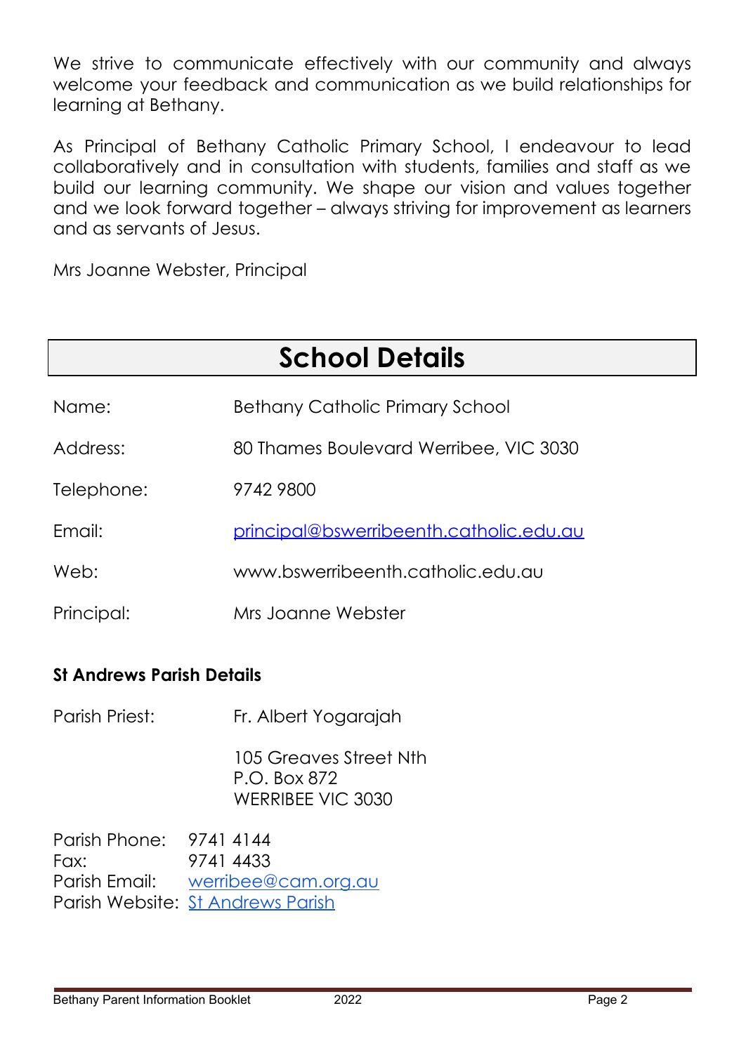We strive to communicate effectively with our community and always welcome your feedback and communication as we build relationships for learning at Bethany.

As Principal of Bethany Catholic Primary School, I endeavour to lead collaboratively and in consultation with students, families and staff as we build our learning community. We shape our vision and values together and we look forward together – always striving for improvement as learners and as servants of Jesus.

Mrs Joanne Webster, Principal

# School Details

Name: Bethany Catholic Primary School

Address: 80 Thames Boulevard Werribee, VIC 3030

Telephone: 9742 9800

Email: principal@bswerribeenth.catholic.edu.au

Web: www.bswerribeenth.catholic.edu.au

Principal: Mrs Joanne Webster

### St Andrews Parish Details

Parish Priest: Fr. Albert Yogarajah

105 Greaves Street Nth
P.O. Box 872
WERRIBEE VIC 3030

Parish Phone: 9741 4144
Fax: 9741 4433
Parish Email: werribee@cam.org.au
Parish Website: St Andrews Parish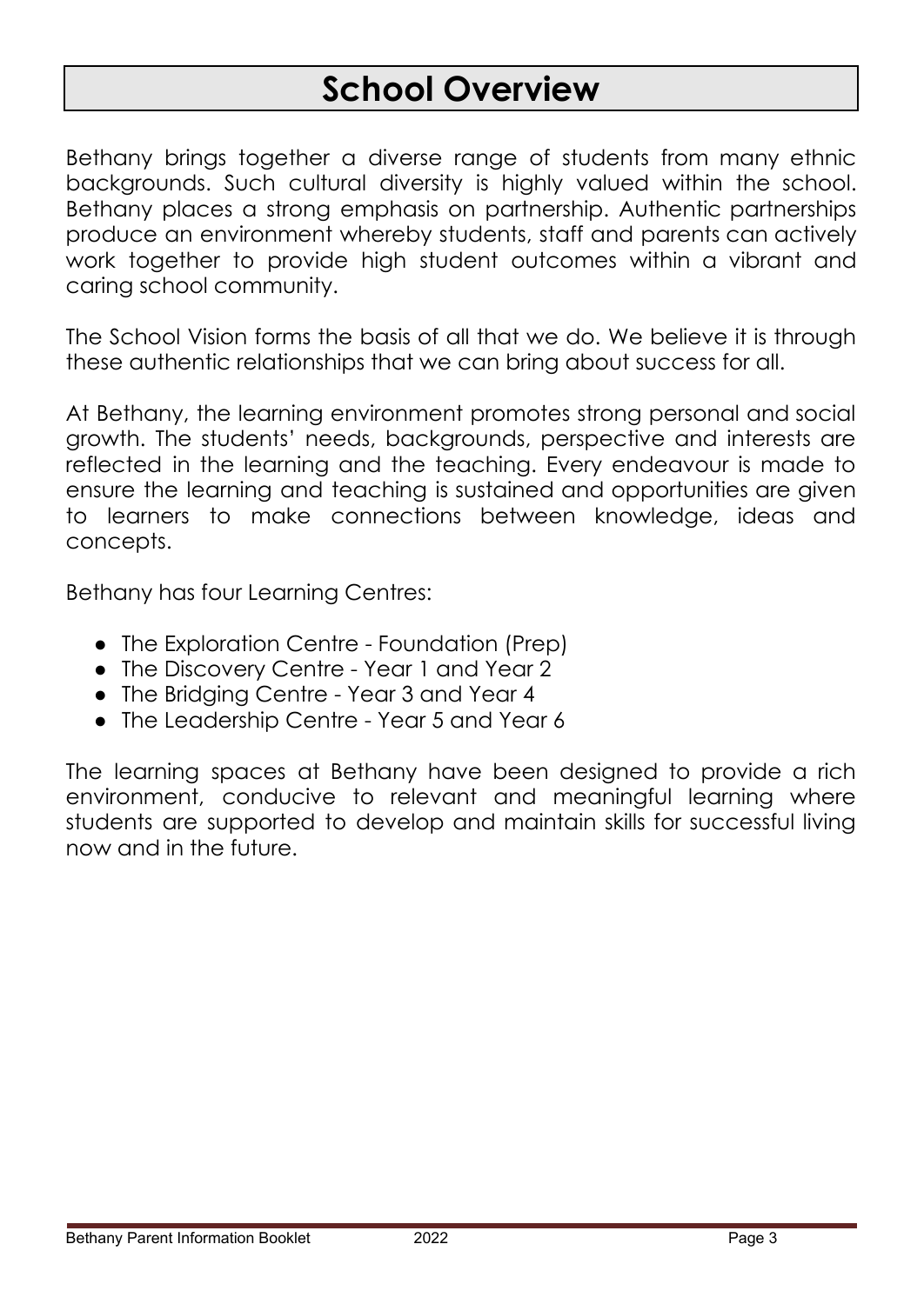# School Overview

Bethany brings together a diverse range of students from many ethnic backgrounds. Such cultural diversity is highly valued within the school. Bethany places a strong emphasis on partnership. Authentic partnerships produce an environment whereby students, staff and parents can actively work together to provide high student outcomes within a vibrant and caring school community.

The School Vision forms the basis of all that we do. We believe it is through these authentic relationships that we can bring about success for all.

At Bethany, the learning environment promotes strong personal and social growth. The students' needs, backgrounds, perspective and interests are reflected in the learning and the teaching. Every endeavour is made to ensure the learning and teaching is sustained and opportunities are given to learners to make connections between knowledge, ideas and concepts.

Bethany has four Learning Centres:

- The Exploration Centre - Foundation (Prep)
- The Discovery Centre - Year 1 and Year 2
- The Bridging Centre - Year 3 and Year 4
- The Leadership Centre - Year 5 and Year 6

The learning spaces at Bethany have been designed to provide a rich environment, conducive to relevant and meaningful learning where students are supported to develop and maintain skills for successful living now and in the future.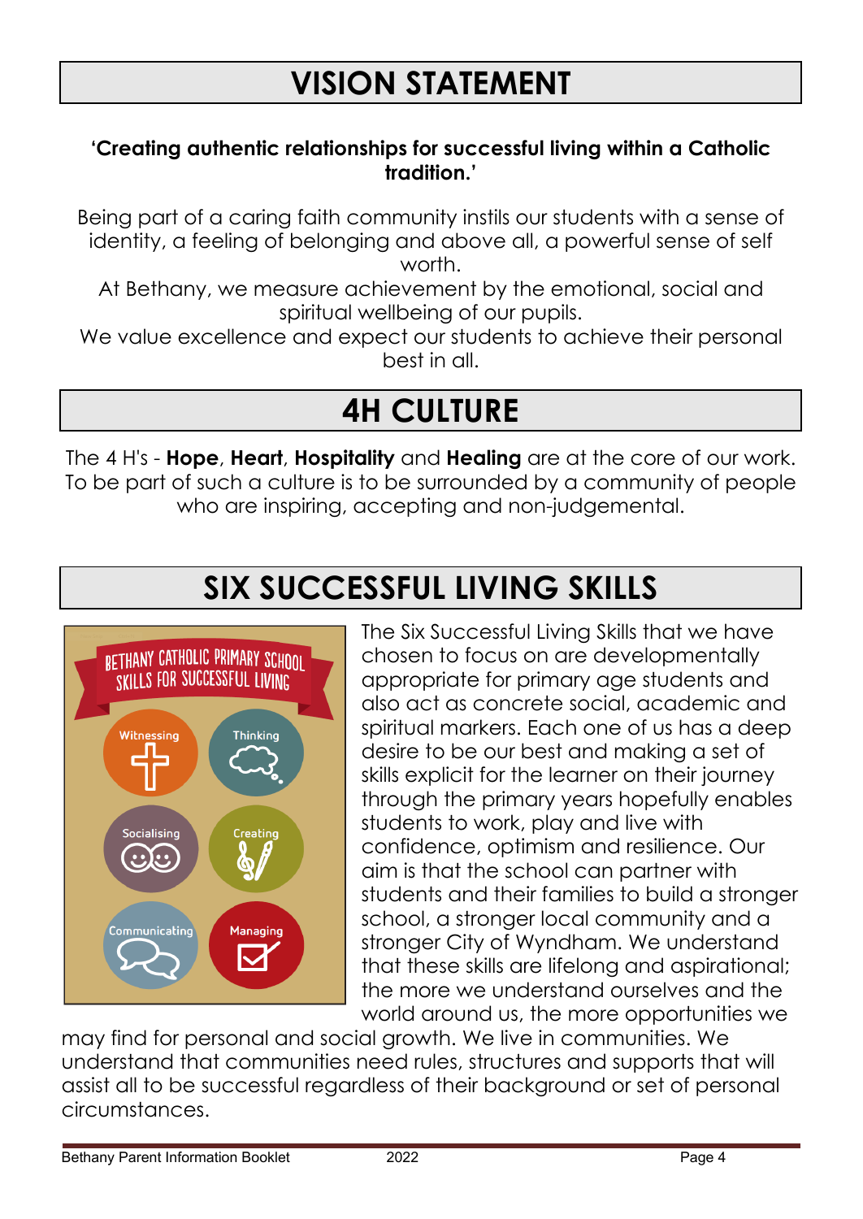# VISION STATEMENT

**'Creating authentic relationships for successful living within a Catholic tradition.'**

Being part of a caring faith community instils our students with a sense of identity, a feeling of belonging and above all, a powerful sense of self worth.

At Bethany, we measure achievement by the emotional, social and spiritual wellbeing of our pupils.

We value excellence and expect our students to achieve their personal best in all.

# 4H CULTURE

The 4 H's - **Hope**, **Heart**, **Hospitality** and **Healing** are at the core of our work. To be part of such a culture is to be surrounded by a community of people who are inspiring, accepting and non-judgemental.

# SIX SUCCESSFUL LIVING SKILLS

BETHANY CATHOLIC PRIMARY SCHOOL
SKILLS FOR SUCCESSFUL LIVING

- Witnessing
- Thinking
- Socialising
- Creating
- Communicating
- Managing

The Six Successful Living Skills that we have chosen to focus on are developmentally appropriate for primary age students and also act as concrete social, academic and spiritual markers. Each one of us has a deep desire to be our best and making a set of skills explicit for the learner on their journey through the primary years hopefully enables students to work, play and live with confidence, optimism and resilience. Our aim is that the school can partner with students and their families to build a stronger school, a stronger local community and a stronger City of Wyndham. We understand that these skills are lifelong and aspirational; the more we understand ourselves and the world around us, the more opportunities we may find for personal and social growth. We live in communities. We understand that communities need rules, structures and supports that will assist all to be successful regardless of their background or set of personal circumstances.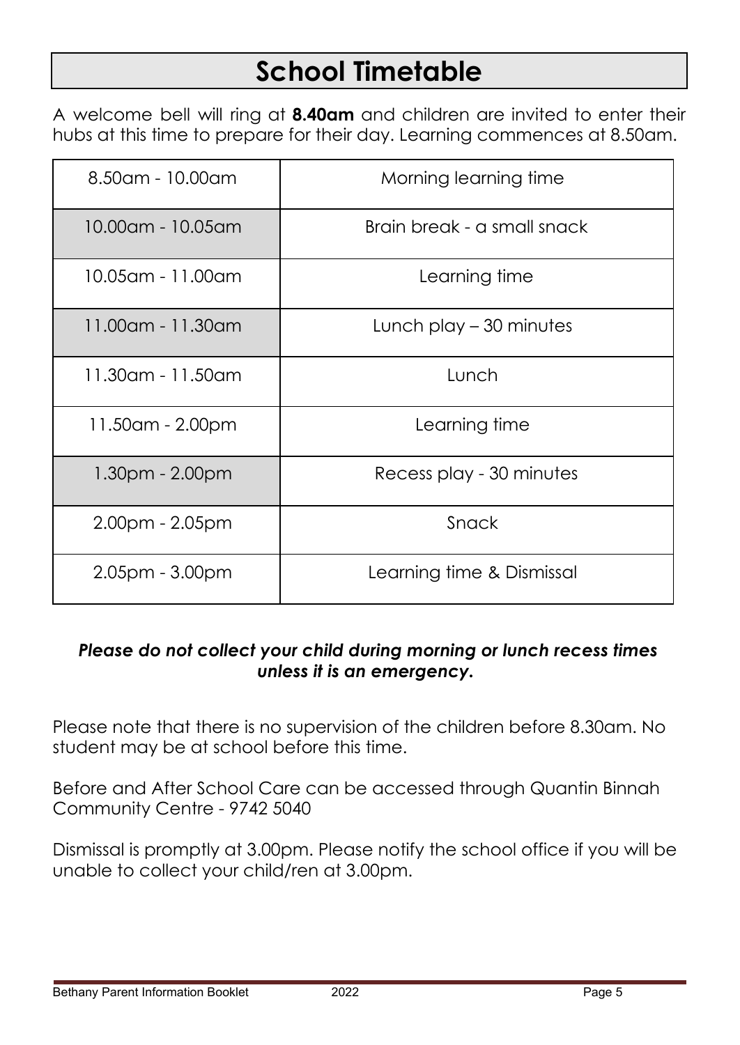# School Timetable

A welcome bell will ring at **8.40am** and children are invited to enter their hubs at this time to prepare for their day. Learning commences at 8.50am.

| | |
|---|---|
| 8.50am - 10.00am | Morning learning time |
| 10.00am - 10.05am | Brain break - a small snack |
| 10.05am - 11.00am | Learning time |
| 11.00am - 11.30am | Lunch play – 30 minutes |
| 11.30am - 11.50am | Lunch |
| 11.50am - 2.00pm | Learning time |
| 1.30pm - 2.00pm | Recess play - 30 minutes |
| 2.00pm - 2.05pm | Snack |
| 2.05pm - 3.00pm | Learning time & Dismissal |

***Please do not collect your child during morning or lunch recess times unless it is an emergency.***

Please note that there is no supervision of the children before 8.30am. No student may be at school before this time.

Before and After School Care can be accessed through Quantin Binnah Community Centre - 9742 5040

Dismissal is promptly at 3.00pm. Please notify the school office if you will be unable to collect your child/ren at 3.00pm.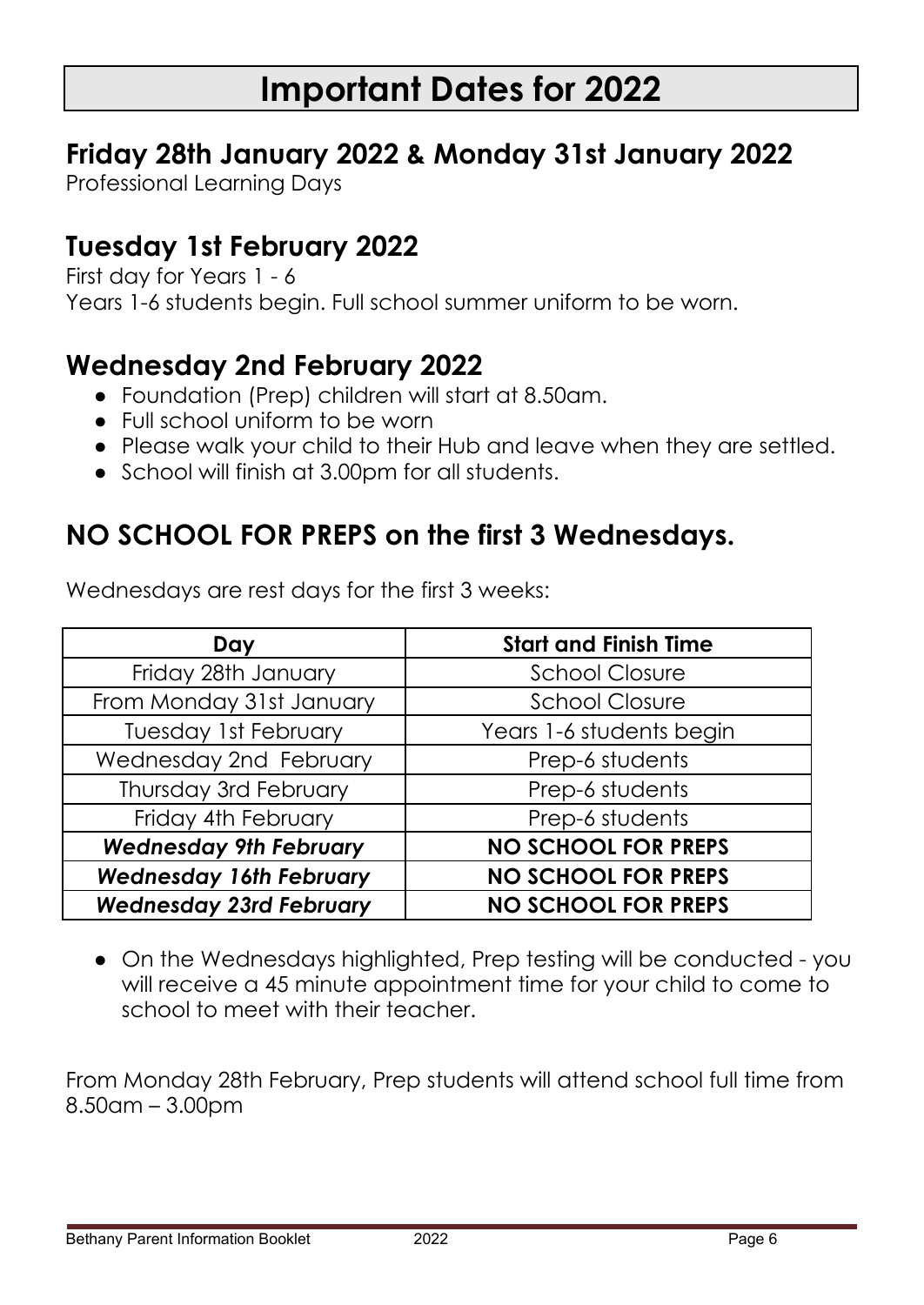# Important Dates for 2022

## Friday 28th January 2022 & Monday 31st January 2022

Professional Learning Days

## Tuesday 1st February 2022

First day for Years 1 - 6

Years 1-6 students begin. Full school summer uniform to be worn.

## Wednesday 2nd February 2022

- Foundation (Prep) children will start at 8.50am.
- Full school uniform to be worn
- Please walk your child to their Hub and leave when they are settled.
- School will finish at 3.00pm for all students.

## NO SCHOOL FOR PREPS on the first 3 Wednesdays.

Wednesdays are rest days for the first 3 weeks:

| Day | Start and Finish Time |
|---|---|
| Friday 28th January | School Closure |
| From Monday 31st January | School Closure |
| Tuesday 1st February | Years 1-6 students begin |
| Wednesday 2nd February | Prep-6 students |
| Thursday 3rd February | Prep-6 students |
| Friday 4th February | Prep-6 students |
| ***Wednesday 9th February*** | **NO SCHOOL FOR PREPS** |
| ***Wednesday 16th February*** | **NO SCHOOL FOR PREPS** |
| ***Wednesday 23rd February*** | **NO SCHOOL FOR PREPS** |

- On the Wednesdays highlighted, Prep testing will be conducted - you will receive a 45 minute appointment time for your child to come to school to meet with their teacher.

From Monday 28th February, Prep students will attend school full time from 8.50am – 3.00pm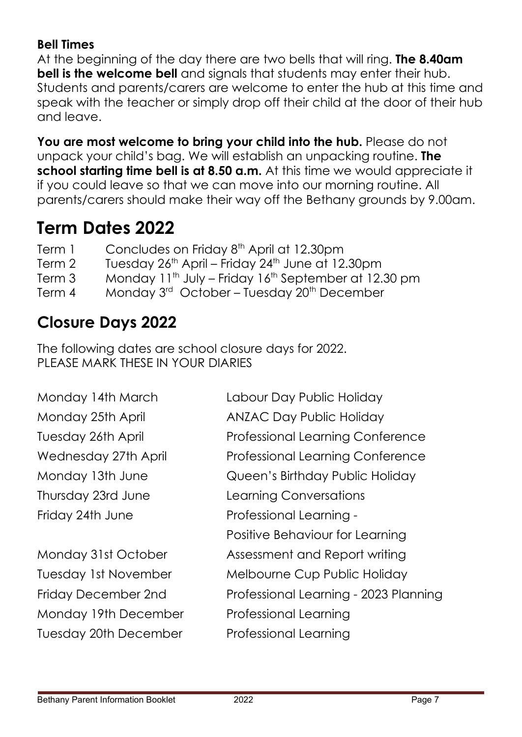**Bell Times**

At the beginning of the day there are two bells that will ring. **The 8.40am bell is the welcome bell** and signals that students may enter their hub. Students and parents/carers are welcome to enter the hub at this time and speak with the teacher or simply drop off their child at the door of their hub and leave.

**You are most welcome to bring your child into the hub.** Please do not unpack your child's bag. We will establish an unpacking routine. **The school starting time bell is at 8.50 a.m.** At this time we would appreciate it if you could leave so that we can move into our morning routine. All parents/carers should make their way off the Bethany grounds by 9.00am.

# Term Dates 2022

| | |
|---|---|
| Term 1 | Concludes on Friday 8th April at 12.30pm |
| Term 2 | Tuesday 26th April – Friday 24th June at 12.30pm |
| Term 3 | Monday 11th July – Friday 16th September at 12.30 pm |
| Term 4 | Monday 3rd October – Tuesday 20th December |

## Closure Days 2022

The following dates are school closure days for 2022.
PLEASE MARK THESE IN YOUR DIARIES

| | |
|---|---|
| Monday 14th March | Labour Day Public Holiday |
| Monday 25th April | ANZAC Day Public Holiday |
| Tuesday 26th April | Professional Learning Conference |
| Wednesday 27th April | Professional Learning Conference |
| Monday 13th June | Queen's Birthday Public Holiday |
| Thursday 23rd June | Learning Conversations |
| Friday 24th June | Professional Learning - Positive Behaviour for Learning |
| Monday 31st October | Assessment and Report writing |
| Tuesday 1st November | Melbourne Cup Public Holiday |
| Friday December 2nd | Professional Learning - 2023 Planning |
| Monday 19th December | Professional Learning |
| Tuesday 20th December | Professional Learning |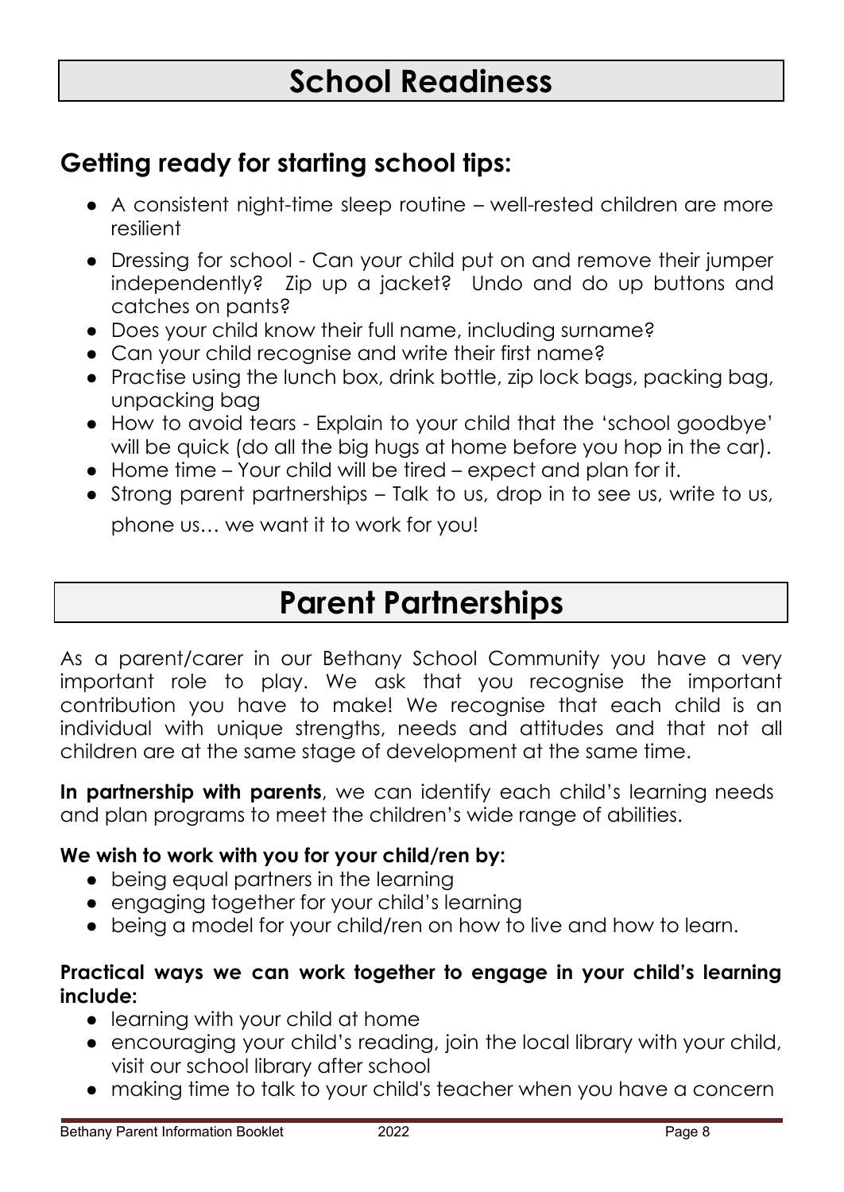# School Readiness

## Getting ready for starting school tips:

- A consistent night-time sleep routine – well-rested children are more resilient
- Dressing for school - Can your child put on and remove their jumper independently? Zip up a jacket? Undo and do up buttons and catches on pants?
- Does your child know their full name, including surname?
- Can your child recognise and write their first name?
- Practise using the lunch box, drink bottle, zip lock bags, packing bag, unpacking bag
- How to avoid tears - Explain to your child that the 'school goodbye' will be quick (do all the big hugs at home before you hop in the car).
- Home time – Your child will be tired – expect and plan for it.
- Strong parent partnerships – Talk to us, drop in to see us, write to us, phone us… we want it to work for you!

# Parent Partnerships

As a parent/carer in our Bethany School Community you have a very important role to play. We ask that you recognise the important contribution you have to make! We recognise that each child is an individual with unique strengths, needs and attitudes and that not all children are at the same stage of development at the same time.

**In partnership with parents**, we can identify each child's learning needs and plan programs to meet the children's wide range of abilities.

**We wish to work with you for your child/ren by:**

- being equal partners in the learning
- engaging together for your child's learning
- being a model for your child/ren on how to live and how to learn.

**Practical ways we can work together to engage in your child's learning include:**

- learning with your child at home
- encouraging your child's reading, join the local library with your child, visit our school library after school
- making time to talk to your child's teacher when you have a concern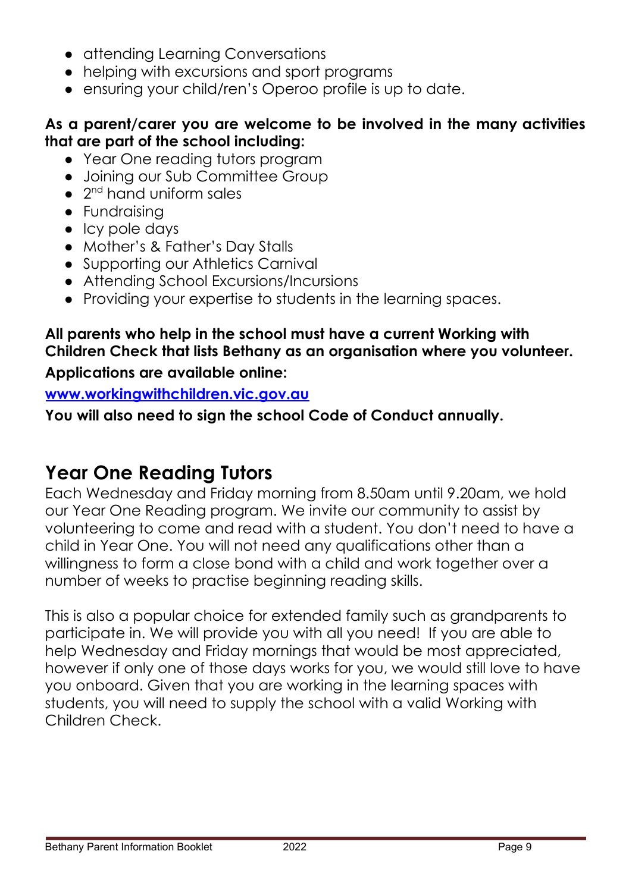- attending Learning Conversations
- helping with excursions and sport programs
- ensuring your child/ren's Operoo profile is up to date.

**As a parent/carer you are welcome to be involved in the many activities that are part of the school including:**

- Year One reading tutors program
- Joining our Sub Committee Group
- 2nd hand uniform sales
- Fundraising
- Icy pole days
- Mother's & Father's Day Stalls
- Supporting our Athletics Carnival
- Attending School Excursions/Incursions
- Providing your expertise to students in the learning spaces.

**All parents who help in the school must have a current Working with Children Check that lists Bethany as an organisation where you volunteer.**

**Applications are available online:**

**www.workingwithchildren.vic.gov.au**

**You will also need to sign the school Code of Conduct annually.**

## Year One Reading Tutors

Each Wednesday and Friday morning from 8.50am until 9.20am, we hold our Year One Reading program. We invite our community to assist by volunteering to come and read with a student. You don't need to have a child in Year One. You will not need any qualifications other than a willingness to form a close bond with a child and work together over a number of weeks to practise beginning reading skills.

This is also a popular choice for extended family such as grandparents to participate in. We will provide you with all you need! If you are able to help Wednesday and Friday mornings that would be most appreciated, however if only one of those days works for you, we would still love to have you onboard. Given that you are working in the learning spaces with students, you will need to supply the school with a valid Working with Children Check.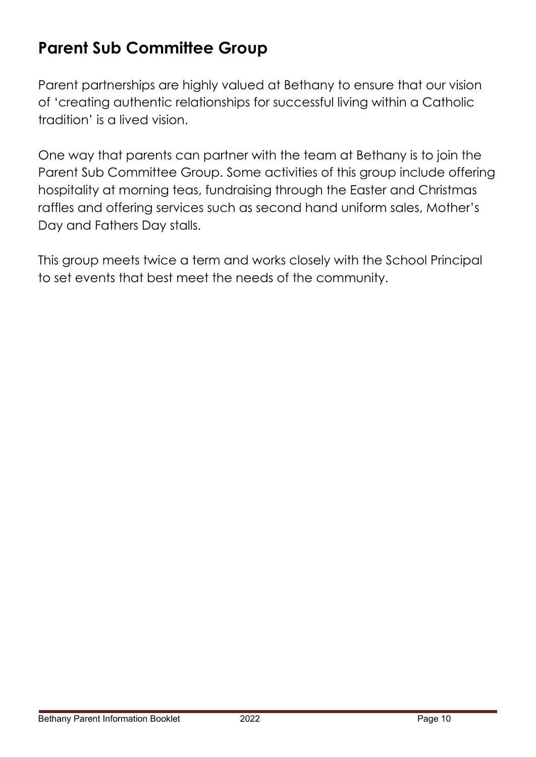## Parent Sub Committee Group

Parent partnerships are highly valued at Bethany to ensure that our vision of 'creating authentic relationships for successful living within a Catholic tradition' is a lived vision.

One way that parents can partner with the team at Bethany is to join the Parent Sub Committee Group. Some activities of this group include offering hospitality at morning teas, fundraising through the Easter and Christmas raffles and offering services such as second hand uniform sales, Mother's Day and Fathers Day stalls.

This group meets twice a term and works closely with the School Principal to set events that best meet the needs of the community.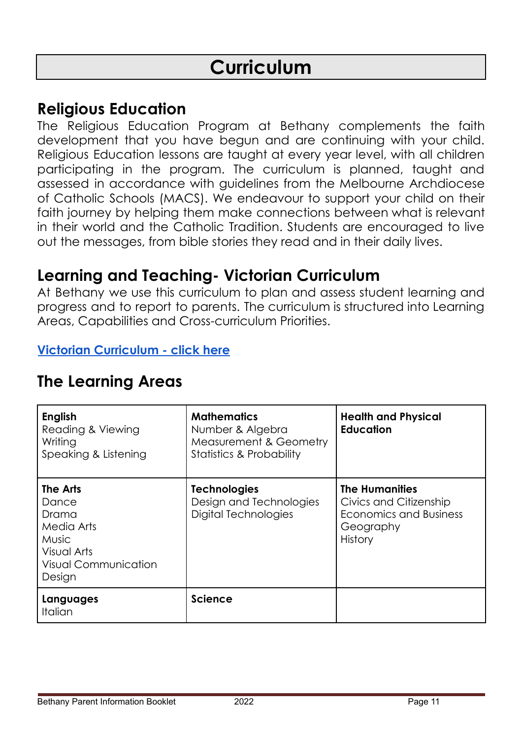# Curriculum

## Religious Education

The Religious Education Program at Bethany complements the faith development that you have begun and are continuing with your child. Religious Education lessons are taught at every year level, with all children participating in the program. The curriculum is planned, taught and assessed in accordance with guidelines from the Melbourne Archdiocese of Catholic Schools (MACS). We endeavour to support your child on their faith journey by helping them make connections between what is relevant in their world and the Catholic Tradition. Students are encouraged to live out the messages, from bible stories they read and in their daily lives.

## Learning and Teaching- Victorian Curriculum

At Bethany we use this curriculum to plan and assess student learning and progress and to report to parents. The curriculum is structured into Learning Areas, Capabilities and Cross-curriculum Priorities.

**Victorian Curriculum - click here**

## The Learning Areas

| | | |
|---|---|---|
| **English**<br>Reading & Viewing<br>Writing<br>Speaking & Listening | **Mathematics**<br>Number & Algebra<br>Measurement & Geometry<br>Statistics & Probability | **Health and Physical Education** |
| **The Arts**<br>Dance<br>Drama<br>Media Arts<br>Music<br>Visual Arts<br>Visual Communication Design | **Technologies**<br>Design and Technologies<br>Digital Technologies | **The Humanities**<br>Civics and Citizenship<br>Economics and Business<br>Geography<br>History |
| **Languages**<br>Italian | **Science** | |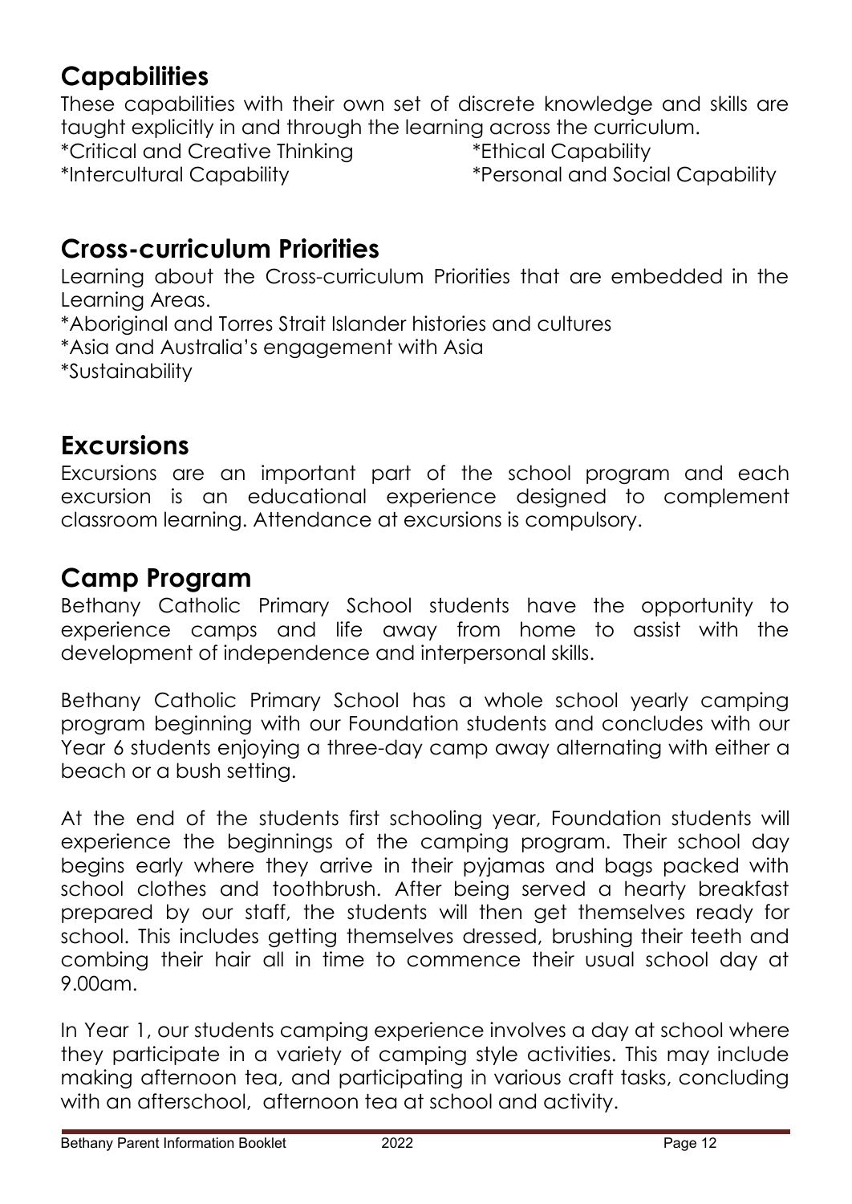## Capabilities

These capabilities with their own set of discrete knowledge and skills are taught explicitly in and through the learning across the curriculum.

*Critical and Creative Thinking
*Ethical Capability
*Intercultural Capability
*Personal and Social Capability

## Cross-curriculum Priorities

Learning about the Cross-curriculum Priorities that are embedded in the Learning Areas.

*Aboriginal and Torres Strait Islander histories and cultures
*Asia and Australia's engagement with Asia
*Sustainability

## Excursions

Excursions are an important part of the school program and each excursion is an educational experience designed to complement classroom learning. Attendance at excursions is compulsory.

## Camp Program

Bethany Catholic Primary School students have the opportunity to experience camps and life away from home to assist with the development of independence and interpersonal skills.

Bethany Catholic Primary School has a whole school yearly camping program beginning with our Foundation students and concludes with our Year 6 students enjoying a three-day camp away alternating with either a beach or a bush setting.

At the end of the students first schooling year, Foundation students will experience the beginnings of the camping program. Their school day begins early where they arrive in their pyjamas and bags packed with school clothes and toothbrush. After being served a hearty breakfast prepared by our staff, the students will then get themselves ready for school. This includes getting themselves dressed, brushing their teeth and combing their hair all in time to commence their usual school day at 9.00am.

In Year 1, our students camping experience involves a day at school where they participate in a variety of camping style activities. This may include making afternoon tea, and participating in various craft tasks, concluding with an afterschool, afternoon tea at school and activity.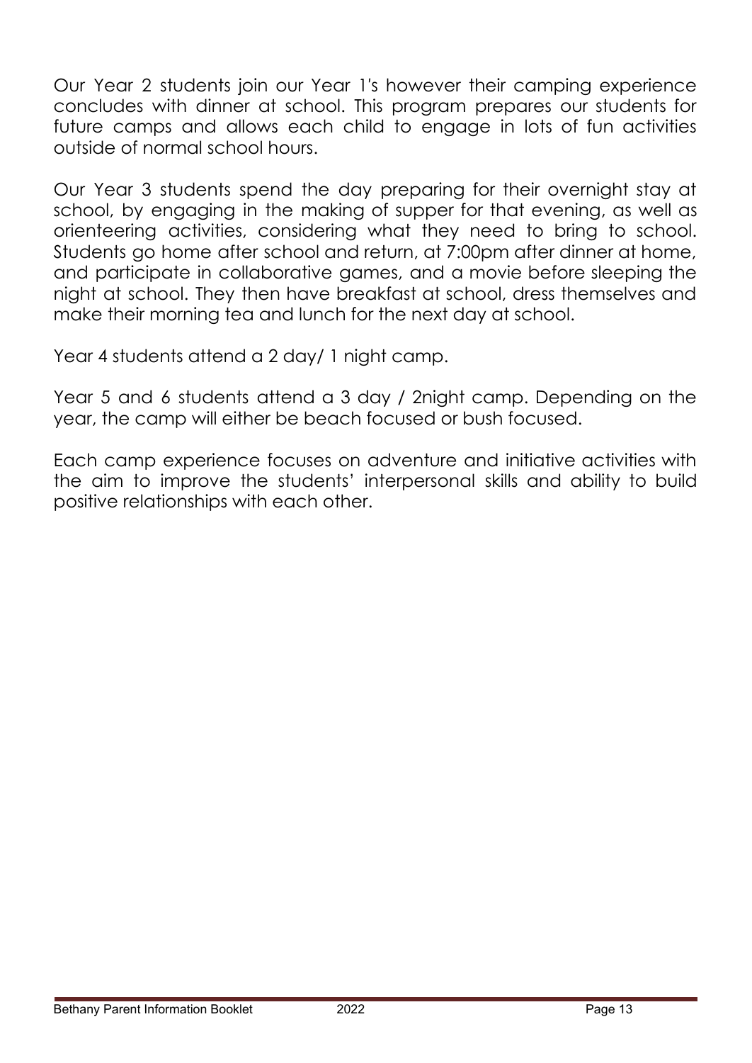Our Year 2 students join our Year 1's however their camping experience concludes with dinner at school. This program prepares our students for future camps and allows each child to engage in lots of fun activities outside of normal school hours.

Our Year 3 students spend the day preparing for their overnight stay at school, by engaging in the making of supper for that evening, as well as orienteering activities, considering what they need to bring to school. Students go home after school and return, at 7:00pm after dinner at home, and participate in collaborative games, and a movie before sleeping the night at school. They then have breakfast at school, dress themselves and make their morning tea and lunch for the next day at school.

Year 4 students attend a 2 day/ 1 night camp.

Year 5 and 6 students attend a 3 day / 2night camp. Depending on the year, the camp will either be beach focused or bush focused.

Each camp experience focuses on adventure and initiative activities with the aim to improve the students' interpersonal skills and ability to build positive relationships with each other.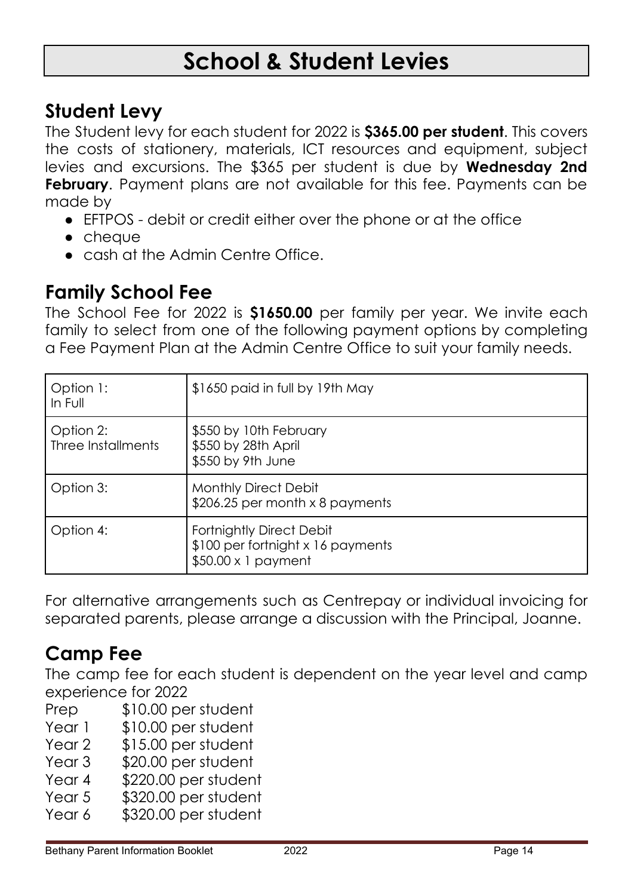# School & Student Levies

## Student Levy

The Student levy for each student for 2022 is **$365.00 per student**. This covers the costs of stationery, materials, ICT resources and equipment, subject levies and excursions. The $365 per student is due by **Wednesday 2nd February**. Payment plans are not available for this fee. Payments can be made by

- EFTPOS - debit or credit either over the phone or at the office
- cheque
- cash at the Admin Centre Office.

## Family School Fee

The School Fee for 2022 is **$1650.00** per family per year. We invite each family to select from one of the following payment options by completing a Fee Payment Plan at the Admin Centre Office to suit your family needs.

| Option | Details |
|---|---|
| Option 1:<br>In Full | $1650 paid in full by 19th May |
| Option 2:<br>Three Installments | $550 by 10th February<br>$550 by 28th April<br>$550 by 9th June |
| Option 3: | Monthly Direct Debit<br>$206.25 per month x 8 payments |
| Option 4: | Fortnightly Direct Debit<br>$100 per fortnight x 16 payments<br>$50.00 x 1 payment |

For alternative arrangements such as Centrepay or individual invoicing for separated parents, please arrange a discussion with the Principal, Joanne.

## Camp Fee

The camp fee for each student is dependent on the year level and camp experience for 2022

| | |
|---|---|
| Prep | $10.00 per student |
| Year 1 | $10.00 per student |
| Year 2 | $15.00 per student |
| Year 3 | $20.00 per student |
| Year 4 | $220.00 per student |
| Year 5 | $320.00 per student |
| Year 6 | $320.00 per student |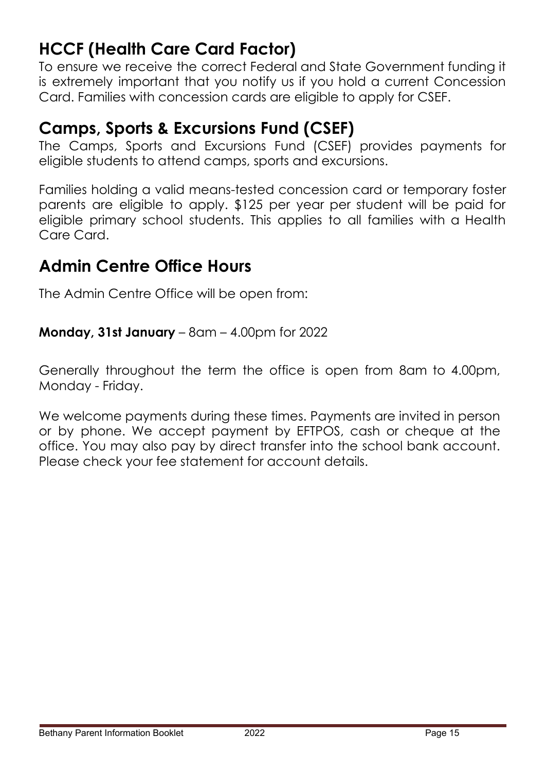## HCCF (Health Care Card Factor)

To ensure we receive the correct Federal and State Government funding it is extremely important that you notify us if you hold a current Concession Card. Families with concession cards are eligible to apply for CSEF.

## Camps, Sports & Excursions Fund (CSEF)

The Camps, Sports and Excursions Fund (CSEF) provides payments for eligible students to attend camps, sports and excursions.

Families holding a valid means-tested concession card or temporary foster parents are eligible to apply. $125 per year per student will be paid for eligible primary school students. This applies to all families with a Health Care Card.

## Admin Centre Office Hours

The Admin Centre Office will be open from:

**Monday, 31st January** – 8am – 4.00pm for 2022

Generally throughout the term the office is open from 8am to 4.00pm, Monday - Friday.

We welcome payments during these times. Payments are invited in person or by phone. We accept payment by EFTPOS, cash or cheque at the office. You may also pay by direct transfer into the school bank account. Please check your fee statement for account details.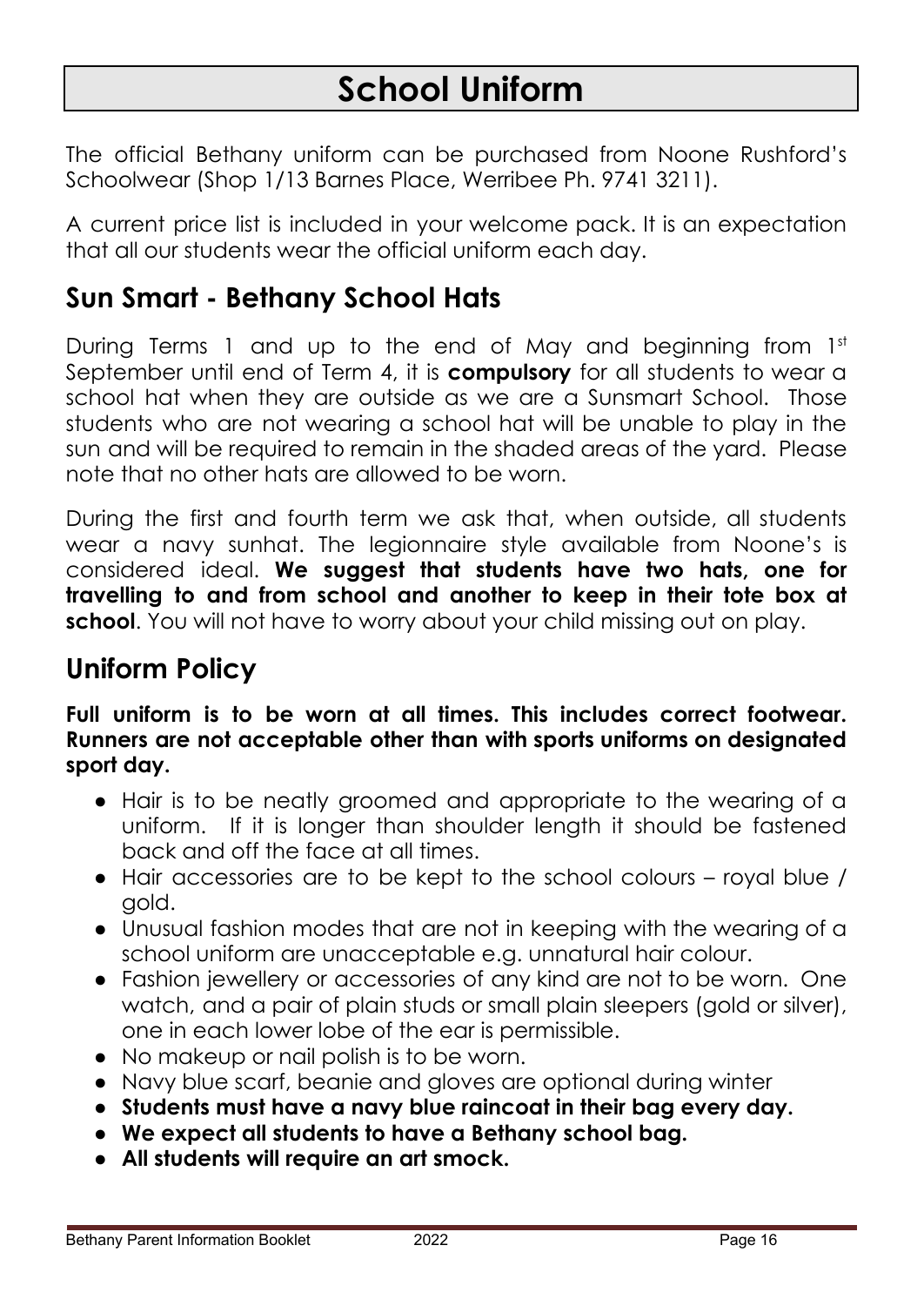# School Uniform

The official Bethany uniform can be purchased from Noone Rushford's Schoolwear (Shop 1/13 Barnes Place, Werribee Ph. 9741 3211).

A current price list is included in your welcome pack. It is an expectation that all our students wear the official uniform each day.

## Sun Smart - Bethany School Hats

During Terms 1 and up to the end of May and beginning from 1st September until end of Term 4, it is **compulsory** for all students to wear a school hat when they are outside as we are a Sunsmart School. Those students who are not wearing a school hat will be unable to play in the sun and will be required to remain in the shaded areas of the yard. Please note that no other hats are allowed to be worn.

During the first and fourth term we ask that, when outside, all students wear a navy sunhat. The legionnaire style available from Noone's is considered ideal. **We suggest that students have two hats, one for travelling to and from school and another to keep in their tote box at school**. You will not have to worry about your child missing out on play.

## Uniform Policy

**Full uniform is to be worn at all times. This includes correct footwear. Runners are not acceptable other than with sports uniforms on designated sport day.**

- Hair is to be neatly groomed and appropriate to the wearing of a uniform. If it is longer than shoulder length it should be fastened back and off the face at all times.
- Hair accessories are to be kept to the school colours – royal blue / gold.
- Unusual fashion modes that are not in keeping with the wearing of a school uniform are unacceptable e.g. unnatural hair colour.
- Fashion jewellery or accessories of any kind are not to be worn. One watch, and a pair of plain studs or small plain sleepers (gold or silver), one in each lower lobe of the ear is permissible.
- No makeup or nail polish is to be worn.
- Navy blue scarf, beanie and gloves are optional during winter
- **Students must have a navy blue raincoat in their bag every day.**
- **We expect all students to have a Bethany school bag.**
- **All students will require an art smock.**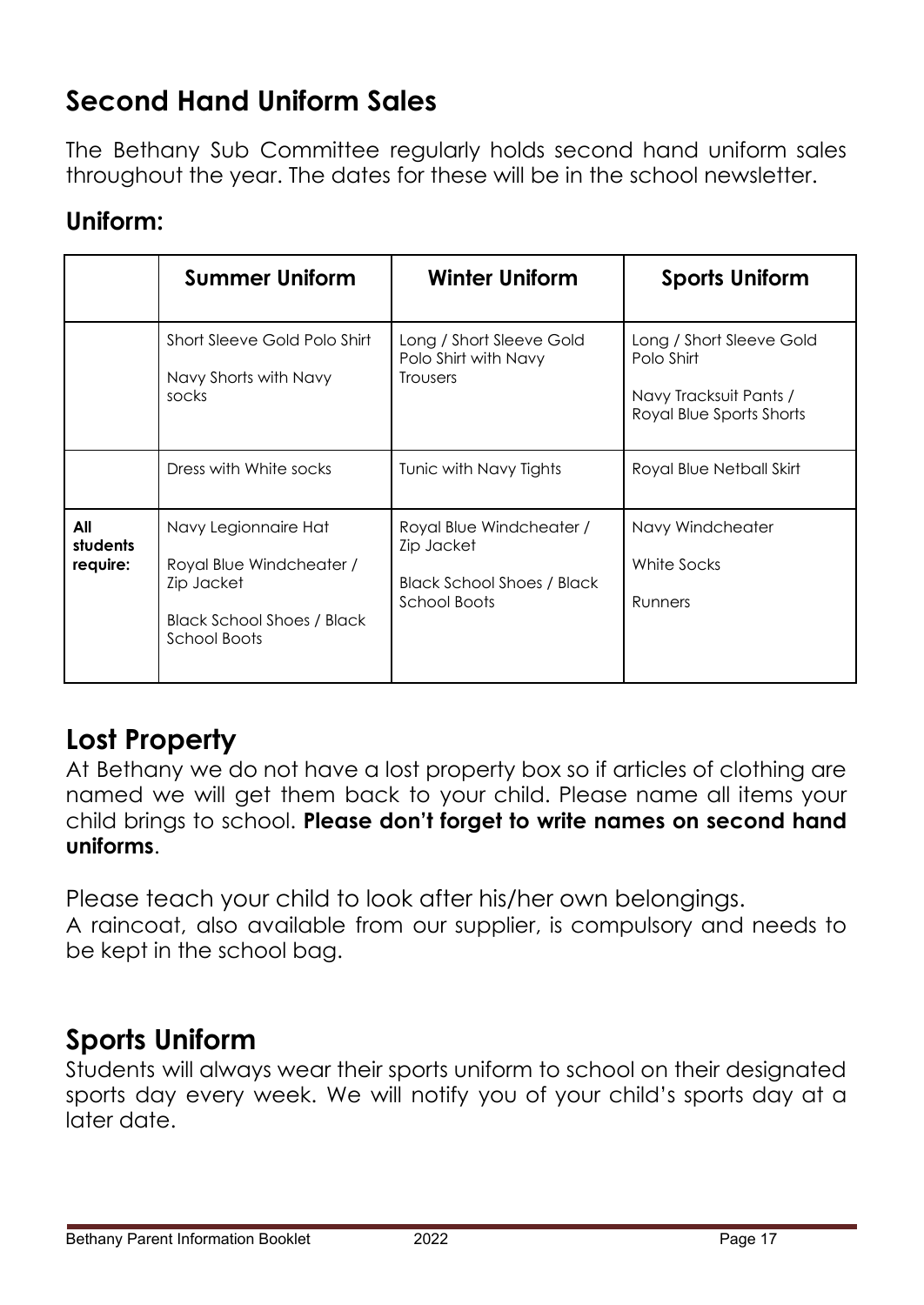## Second Hand Uniform Sales

The Bethany Sub Committee regularly holds second hand uniform sales throughout the year. The dates for these will be in the school newsletter.

### Uniform:

| | Summer Uniform | Winter Uniform | Sports Uniform |
|---|---|---|---|
| | Short Sleeve Gold Polo Shirt<br>Navy Shorts with Navy socks | Long / Short Sleeve Gold Polo Shirt with Navy Trousers | Long / Short Sleeve Gold Polo Shirt<br>Navy Tracksuit Pants / Royal Blue Sports Shorts |
| | Dress with White socks | Tunic with Navy Tights | Royal Blue Netball Skirt |
| **All students require:** | Navy Legionnaire Hat<br>Royal Blue Windcheater / Zip Jacket<br>Black School Shoes / Black School Boots | Royal Blue Windcheater / Zip Jacket<br>Black School Shoes / Black School Boots | Navy Windcheater<br>White Socks<br>Runners |

## Lost Property

At Bethany we do not have a lost property box so if articles of clothing are named we will get them back to your child. Please name all items your child brings to school. **Please don't forget to write names on second hand uniforms**.

Please teach your child to look after his/her own belongings.
A raincoat, also available from our supplier, is compulsory and needs to be kept in the school bag.

## Sports Uniform

Students will always wear their sports uniform to school on their designated sports day every week. We will notify you of your child's sports day at a later date.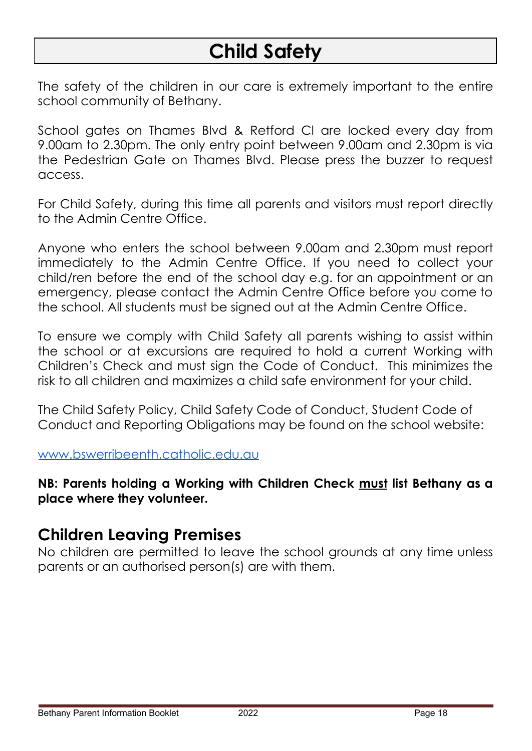# Child Safety

The safety of the children in our care is extremely important to the entire school community of Bethany.

School gates on Thames Blvd & Retford Cl are locked every day from 9.00am to 2.30pm. The only entry point between 9.00am and 2.30pm is via the Pedestrian Gate on Thames Blvd. Please press the buzzer to request access.

For Child Safety, during this time all parents and visitors must report directly to the Admin Centre Office.

Anyone who enters the school between 9.00am and 2.30pm must report immediately to the Admin Centre Office. If you need to collect your child/ren before the end of the school day e.g. for an appointment or an emergency, please contact the Admin Centre Office before you come to the school. All students must be signed out at the Admin Centre Office.

To ensure we comply with Child Safety all parents wishing to assist within the school or at excursions are required to hold a current Working with Children's Check and must sign the Code of Conduct. This minimizes the risk to all children and maximizes a child safe environment for your child.

The Child Safety Policy, Child Safety Code of Conduct, Student Code of Conduct and Reporting Obligations may be found on the school website:

[www.bswerribeenth.catholic.edu.au](http://www.bswerribeenth.catholic.edu.au)

**NB: Parents holding a Working with Children Check <u>must</u> list Bethany as a place where they volunteer.**

## Children Leaving Premises

No children are permitted to leave the school grounds at any time unless parents or an authorised person(s) are with them.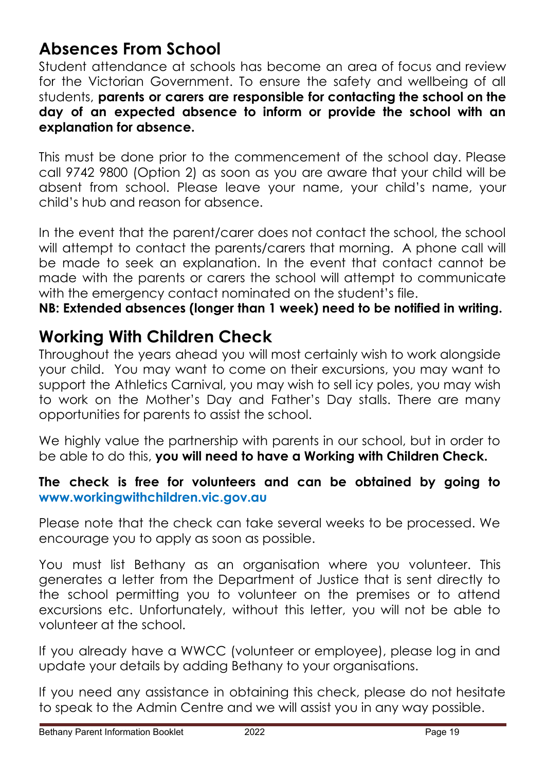## Absences From School

Student attendance at schools has become an area of focus and review for the Victorian Government. To ensure the safety and wellbeing of all students, **parents or carers are responsible for contacting the school on the day of an expected absence to inform or provide the school with an explanation for absence.**

This must be done prior to the commencement of the school day. Please call 9742 9800 (Option 2) as soon as you are aware that your child will be absent from school. Please leave your name, your child's name, your child's hub and reason for absence.

In the event that the parent/carer does not contact the school, the school will attempt to contact the parents/carers that morning. A phone call will be made to seek an explanation. In the event that contact cannot be made with the parents or carers the school will attempt to communicate with the emergency contact nominated on the student's file.

**NB: Extended absences (longer than 1 week) need to be notified in writing.**

## Working With Children Check

Throughout the years ahead you will most certainly wish to work alongside your child. You may want to come on their excursions, you may want to support the Athletics Carnival, you may wish to sell icy poles, you may wish to work on the Mother's Day and Father's Day stalls. There are many opportunities for parents to assist the school.

We highly value the partnership with parents in our school, but in order to be able to do this, **you will need to have a Working with Children Check.**

**The check is free for volunteers and can be obtained by going to www.workingwithchildren.vic.gov.au**

Please note that the check can take several weeks to be processed. We encourage you to apply as soon as possible.

You must list Bethany as an organisation where you volunteer. This generates a letter from the Department of Justice that is sent directly to the school permitting you to volunteer on the premises or to attend excursions etc. Unfortunately, without this letter, you will not be able to volunteer at the school.

If you already have a WWCC (volunteer or employee), please log in and update your details by adding Bethany to your organisations.

If you need any assistance in obtaining this check, please do not hesitate to speak to the Admin Centre and we will assist you in any way possible.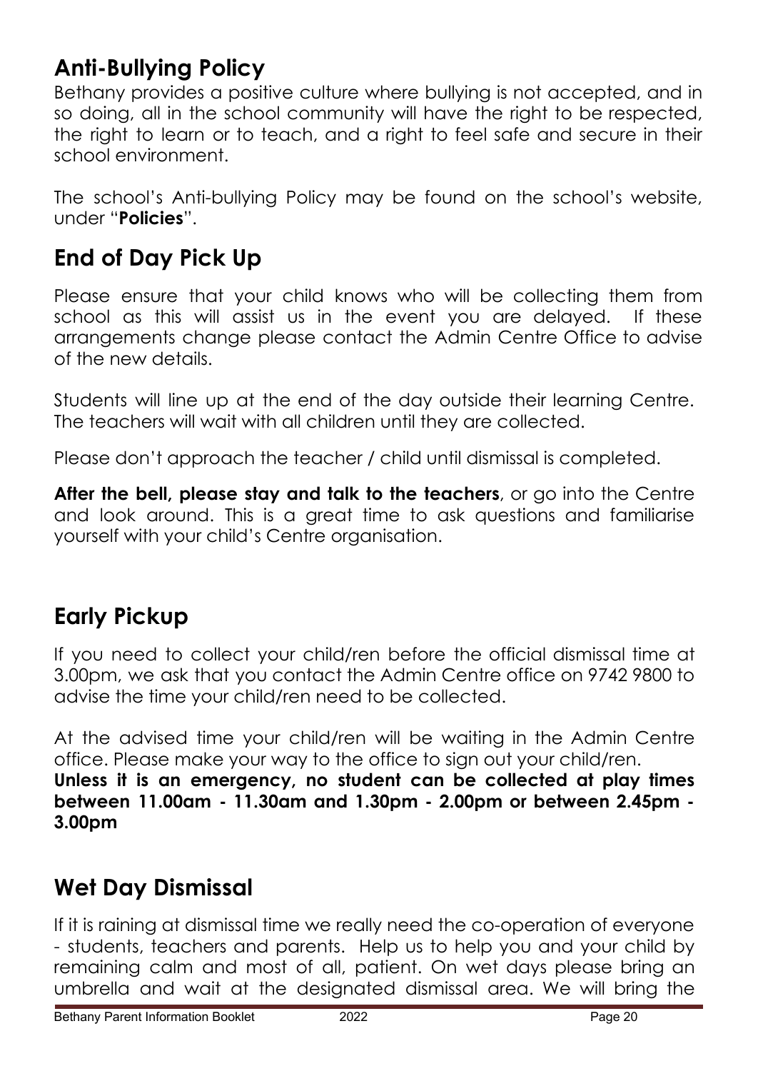## Anti-Bullying Policy

Bethany provides a positive culture where bullying is not accepted, and in so doing, all in the school community will have the right to be respected, the right to learn or to teach, and a right to feel safe and secure in their school environment.

The school's Anti-bullying Policy may be found on the school's website, under "**Policies**".

## End of Day Pick Up

Please ensure that your child knows who will be collecting them from school as this will assist us in the event you are delayed. If these arrangements change please contact the Admin Centre Office to advise of the new details.

Students will line up at the end of the day outside their learning Centre. The teachers will wait with all children until they are collected.

Please don't approach the teacher / child until dismissal is completed.

**After the bell, please stay and talk to the teachers**, or go into the Centre and look around. This is a great time to ask questions and familiarise yourself with your child's Centre organisation.

## Early Pickup

If you need to collect your child/ren before the official dismissal time at 3.00pm, we ask that you contact the Admin Centre office on 9742 9800 to advise the time your child/ren need to be collected.

At the advised time your child/ren will be waiting in the Admin Centre office. Please make your way to the office to sign out your child/ren.
**Unless it is an emergency, no student can be collected at play times between 11.00am - 11.30am and 1.30pm - 2.00pm or between 2.45pm - 3.00pm**

## Wet Day Dismissal

If it is raining at dismissal time we really need the co-operation of everyone - students, teachers and parents. Help us to help you and your child by remaining calm and most of all, patient. On wet days please bring an umbrella and wait at the designated dismissal area. We will bring the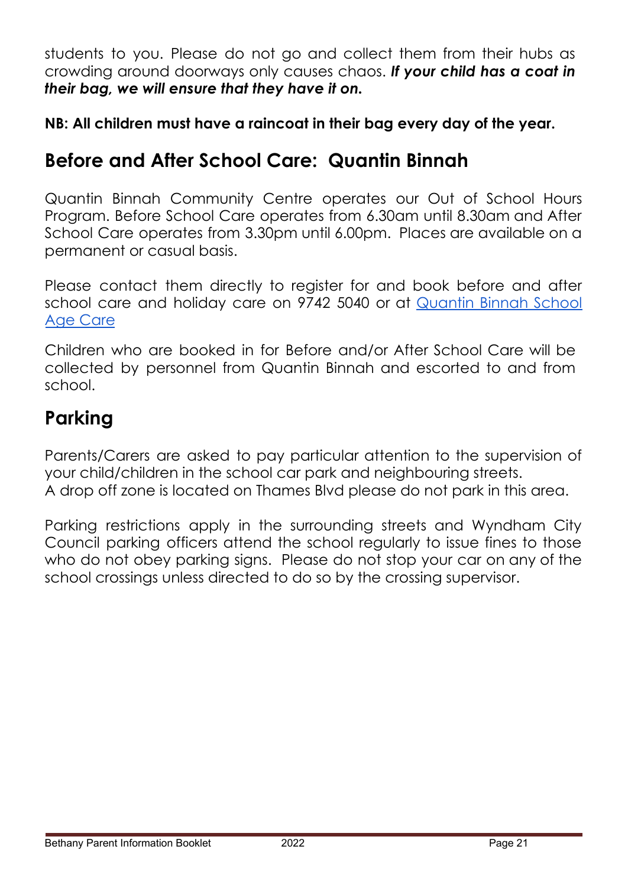students to you. Please do not go and collect them from their hubs as crowding around doorways only causes chaos. ***If your child has a coat in their bag, we will ensure that they have it on.***

**NB: All children must have a raincoat in their bag every day of the year.**

## Before and After School Care: Quantin Binnah

Quantin Binnah Community Centre operates our Out of School Hours Program. Before School Care operates from 6.30am until 8.30am and After School Care operates from 3.30pm until 6.00pm. Places are available on a permanent or casual basis.

Please contact them directly to register for and book before and after school care and holiday care on 9742 5040 or at Quantin Binnah School Age Care

Children who are booked in for Before and/or After School Care will be collected by personnel from Quantin Binnah and escorted to and from school.

## Parking

Parents/Carers are asked to pay particular attention to the supervision of your child/children in the school car park and neighbouring streets.
A drop off zone is located on Thames Blvd please do not park in this area.

Parking restrictions apply in the surrounding streets and Wyndham City Council parking officers attend the school regularly to issue fines to those who do not obey parking signs. Please do not stop your car on any of the school crossings unless directed to do so by the crossing supervisor.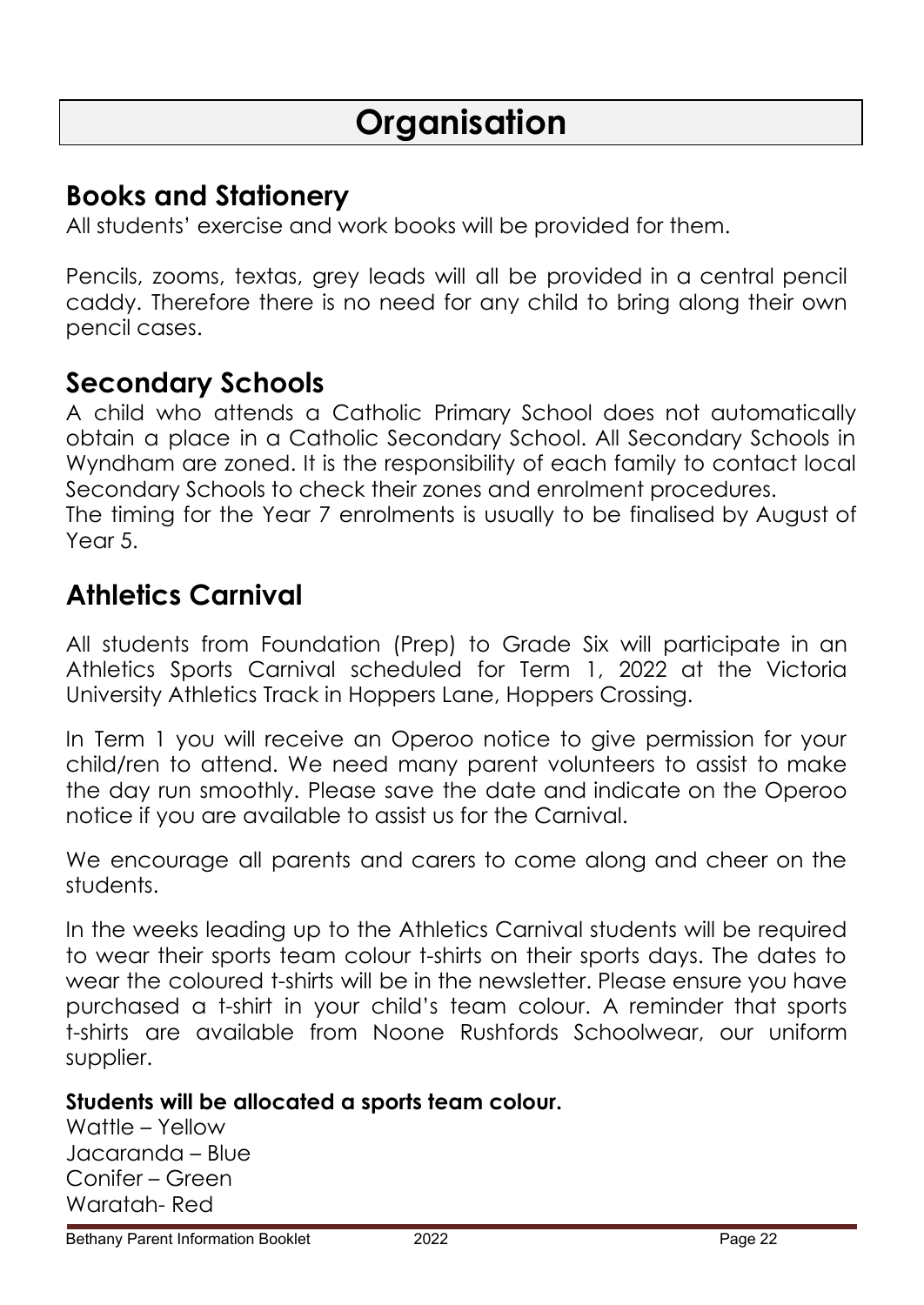# Organisation

## Books and Stationery

All students' exercise and work books will be provided for them.

Pencils, zooms, textas, grey leads will all be provided in a central pencil caddy. Therefore there is no need for any child to bring along their own pencil cases.

## Secondary Schools

A child who attends a Catholic Primary School does not automatically obtain a place in a Catholic Secondary School. All Secondary Schools in Wyndham are zoned. It is the responsibility of each family to contact local Secondary Schools to check their zones and enrolment procedures.
The timing for the Year 7 enrolments is usually to be finalised by August of Year 5.

## Athletics Carnival

All students from Foundation (Prep) to Grade Six will participate in an Athletics Sports Carnival scheduled for Term 1, 2022 at the Victoria University Athletics Track in Hoppers Lane, Hoppers Crossing.

In Term 1 you will receive an Operoo notice to give permission for your child/ren to attend. We need many parent volunteers to assist to make the day run smoothly. Please save the date and indicate on the Operoo notice if you are available to assist us for the Carnival.

We encourage all parents and carers to come along and cheer on the students.

In the weeks leading up to the Athletics Carnival students will be required to wear their sports team colour t-shirts on their sports days. The dates to wear the coloured t-shirts will be in the newsletter. Please ensure you have purchased a t-shirt in your child's team colour. A reminder that sports t-shirts are available from Noone Rushfords Schoolwear, our uniform supplier.

**Students will be allocated a sports team colour.**

Wattle – Yellow
Jacaranda – Blue
Conifer – Green
Waratah- Red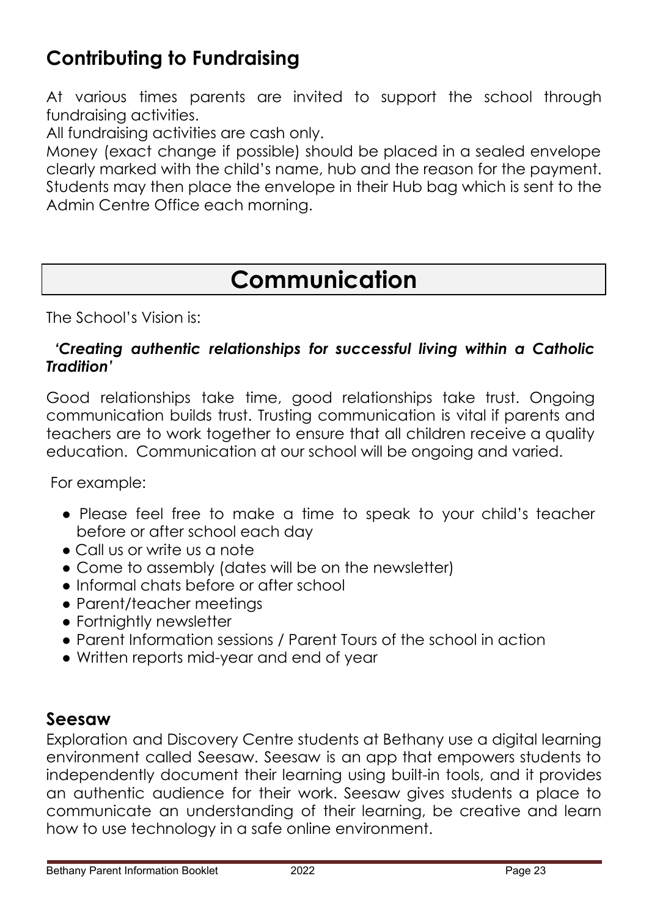## Contributing to Fundraising

At various times parents are invited to support the school through fundraising activities.

All fundraising activities are cash only.

Money (exact change if possible) should be placed in a sealed envelope clearly marked with the child's name, hub and the reason for the payment. Students may then place the envelope in their Hub bag which is sent to the Admin Centre Office each morning.

# Communication

The School's Vision is:

***'Creating authentic relationships for successful living within a Catholic Tradition'***

Good relationships take time, good relationships take trust. Ongoing communication builds trust. Trusting communication is vital if parents and teachers are to work together to ensure that all children receive a quality education. Communication at our school will be ongoing and varied.

For example:

- Please feel free to make a time to speak to your child's teacher before or after school each day
- Call us or write us a note
- Come to assembly (dates will be on the newsletter)
- Informal chats before or after school
- Parent/teacher meetings
- Fortnightly newsletter
- Parent Information sessions / Parent Tours of the school in action
- Written reports mid-year and end of year

## Seesaw

Exploration and Discovery Centre students at Bethany use a digital learning environment called Seesaw. Seesaw is an app that empowers students to independently document their learning using built-in tools, and it provides an authentic audience for their work. Seesaw gives students a place to communicate an understanding of their learning, be creative and learn how to use technology in a safe online environment.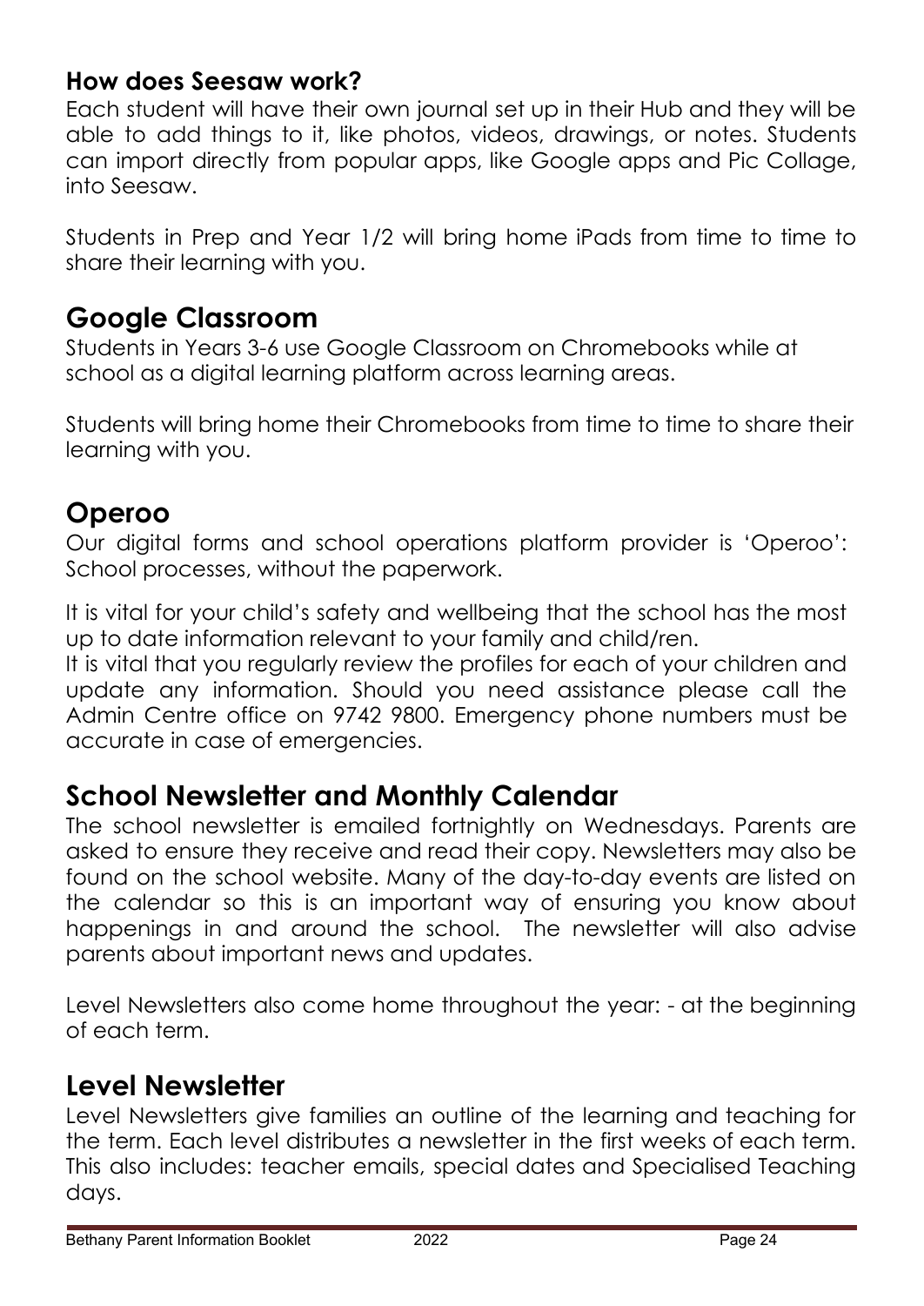### How does Seesaw work?

Each student will have their own journal set up in their Hub and they will be able to add things to it, like photos, videos, drawings, or notes. Students can import directly from popular apps, like Google apps and Pic Collage, into Seesaw.

Students in Prep and Year 1/2 will bring home iPads from time to time to share their learning with you.

## Google Classroom

Students in Years 3-6 use Google Classroom on Chromebooks while at school as a digital learning platform across learning areas.

Students will bring home their Chromebooks from time to time to share their learning with you.

## Operoo

Our digital forms and school operations platform provider is 'Operoo': School processes, without the paperwork.

It is vital for your child's safety and wellbeing that the school has the most up to date information relevant to your family and child/ren.
It is vital that you regularly review the profiles for each of your children and update any information. Should you need assistance please call the Admin Centre office on 9742 9800. Emergency phone numbers must be accurate in case of emergencies.

## School Newsletter and Monthly Calendar

The school newsletter is emailed fortnightly on Wednesdays. Parents are asked to ensure they receive and read their copy. Newsletters may also be found on the school website. Many of the day-to-day events are listed on the calendar so this is an important way of ensuring you know about happenings in and around the school. The newsletter will also advise parents about important news and updates.

Level Newsletters also come home throughout the year: - at the beginning of each term.

## Level Newsletter

Level Newsletters give families an outline of the learning and teaching for the term. Each level distributes a newsletter in the first weeks of each term. This also includes: teacher emails, special dates and Specialised Teaching days.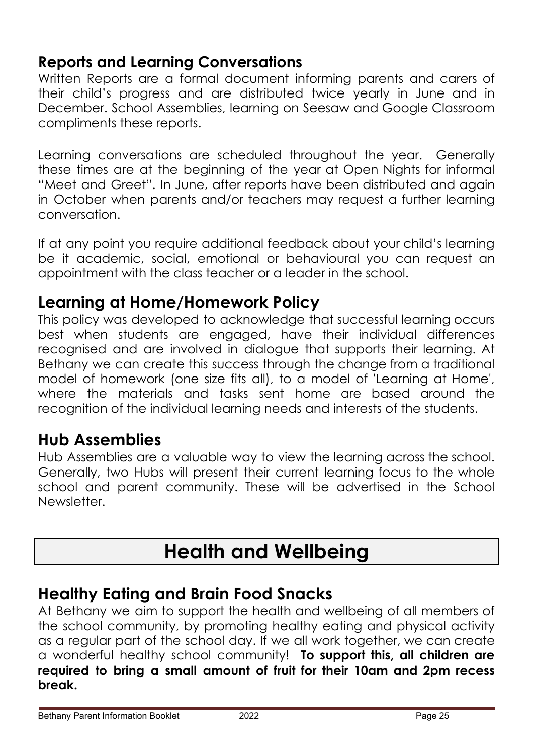## Reports and Learning Conversations

Written Reports are a formal document informing parents and carers of their child's progress and are distributed twice yearly in June and in December. School Assemblies, learning on Seesaw and Google Classroom compliments these reports.

Learning conversations are scheduled throughout the year. Generally these times are at the beginning of the year at Open Nights for informal "Meet and Greet". In June, after reports have been distributed and again in October when parents and/or teachers may request a further learning conversation.

If at any point you require additional feedback about your child's learning be it academic, social, emotional or behavioural you can request an appointment with the class teacher or a leader in the school.

## Learning at Home/Homework Policy

This policy was developed to acknowledge that successful learning occurs best when students are engaged, have their individual differences recognised and are involved in dialogue that supports their learning. At Bethany we can create this success through the change from a traditional model of homework (one size fits all), to a model of 'Learning at Home', where the materials and tasks sent home are based around the recognition of the individual learning needs and interests of the students.

## Hub Assemblies

Hub Assemblies are a valuable way to view the learning across the school. Generally, two Hubs will present their current learning focus to the whole school and parent community. These will be advertised in the School Newsletter.

# Health and Wellbeing

## Healthy Eating and Brain Food Snacks

At Bethany we aim to support the health and wellbeing of all members of the school community, by promoting healthy eating and physical activity as a regular part of the school day. If we all work together, we can create a wonderful healthy school community! **To support this, all children are required to bring a small amount of fruit for their 10am and 2pm recess break.**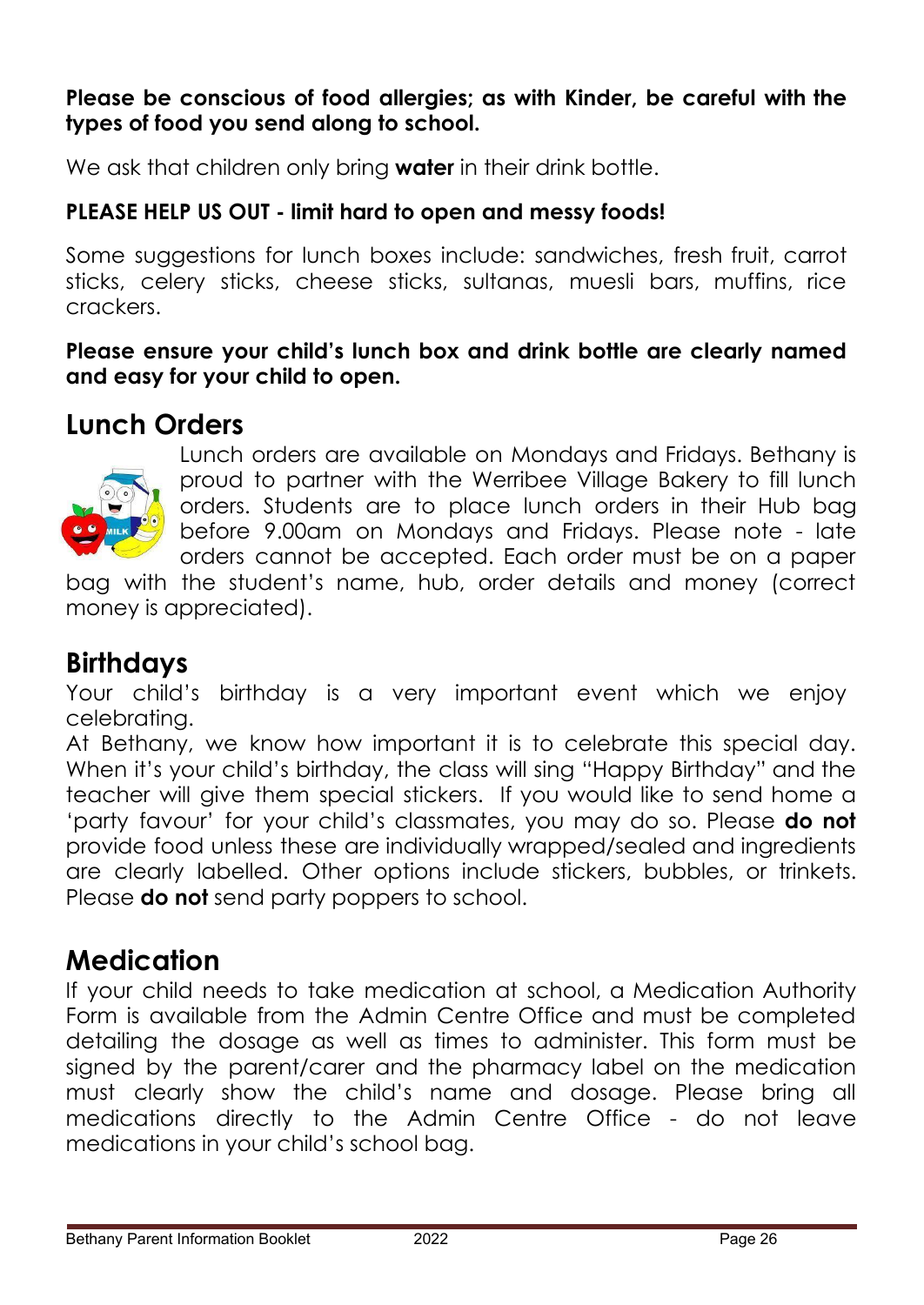**Please be conscious of food allergies; as with Kinder, be careful with the types of food you send along to school.**

We ask that children only bring **water** in their drink bottle.

**PLEASE HELP US OUT - limit hard to open and messy foods!**

Some suggestions for lunch boxes include: sandwiches, fresh fruit, carrot sticks, celery sticks, cheese sticks, sultanas, muesli bars, muffins, rice crackers.

**Please ensure your child's lunch box and drink bottle are clearly named and easy for your child to open.**

## Lunch Orders

Lunch orders are available on Mondays and Fridays. Bethany is proud to partner with the Werribee Village Bakery to fill lunch orders. Students are to place lunch orders in their Hub bag before 9.00am on Mondays and Fridays. Please note - late orders cannot be accepted. Each order must be on a paper bag with the student's name, hub, order details and money (correct money is appreciated).

## Birthdays

Your child's birthday is a very important event which we enjoy celebrating.

At Bethany, we know how important it is to celebrate this special day. When it's your child's birthday, the class will sing "Happy Birthday" and the teacher will give them special stickers. If you would like to send home a 'party favour' for your child's classmates, you may do so. Please **do not** provide food unless these are individually wrapped/sealed and ingredients are clearly labelled. Other options include stickers, bubbles, or trinkets. Please **do not** send party poppers to school.

## Medication

If your child needs to take medication at school, a Medication Authority Form is available from the Admin Centre Office and must be completed detailing the dosage as well as times to administer. This form must be signed by the parent/carer and the pharmacy label on the medication must clearly show the child's name and dosage. Please bring all medications directly to the Admin Centre Office - do not leave medications in your child's school bag.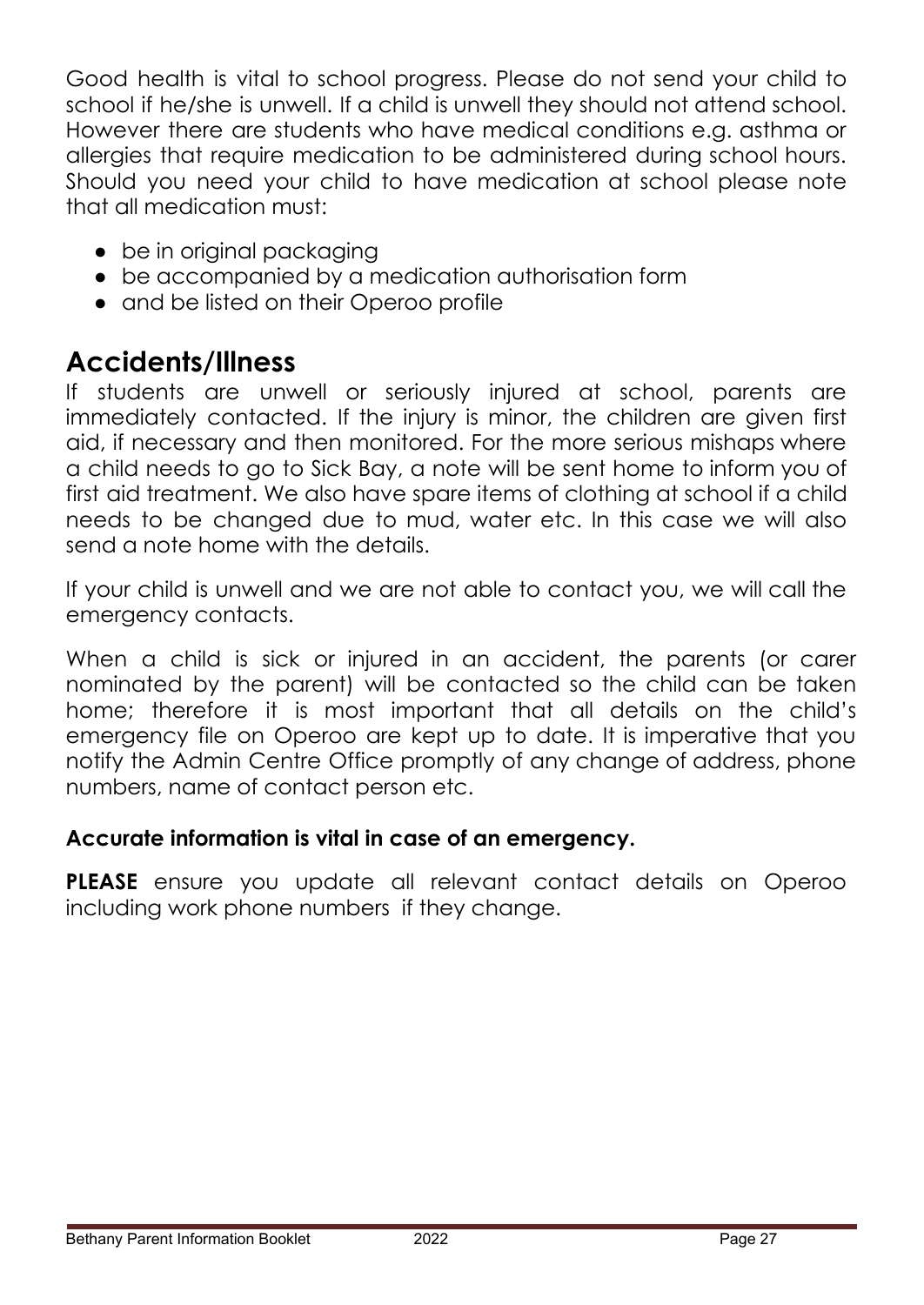Good health is vital to school progress. Please do not send your child to school if he/she is unwell. If a child is unwell they should not attend school. However there are students who have medical conditions e.g. asthma or allergies that require medication to be administered during school hours. Should you need your child to have medication at school please note that all medication must:

- be in original packaging
- be accompanied by a medication authorisation form
- and be listed on their Operoo profile

## Accidents/Illness

If students are unwell or seriously injured at school, parents are immediately contacted. If the injury is minor, the children are given first aid, if necessary and then monitored. For the more serious mishaps where a child needs to go to Sick Bay, a note will be sent home to inform you of first aid treatment. We also have spare items of clothing at school if a child needs to be changed due to mud, water etc. In this case we will also send a note home with the details.

If your child is unwell and we are not able to contact you, we will call the emergency contacts.

When a child is sick or injured in an accident, the parents (or carer nominated by the parent) will be contacted so the child can be taken home; therefore it is most important that all details on the child's emergency file on Operoo are kept up to date. It is imperative that you notify the Admin Centre Office promptly of any change of address, phone numbers, name of contact person etc.

**Accurate information is vital in case of an emergency.**

**PLEASE** ensure you update all relevant contact details on Operoo including work phone numbers if they change.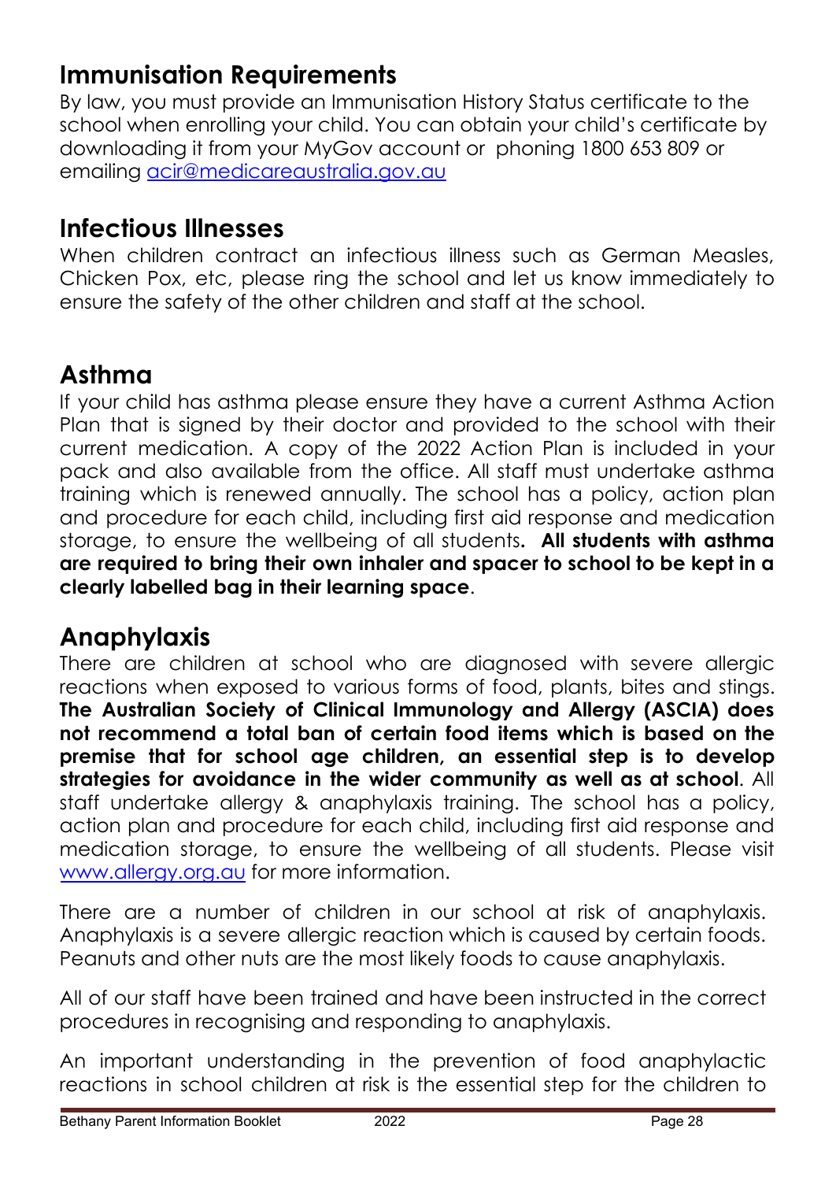## Immunisation Requirements

By law, you must provide an Immunisation History Status certificate to the school when enrolling your child. You can obtain your child's certificate by downloading it from your MyGov account or phoning 1800 653 809 or emailing [acir@medicareaustralia.gov.au](mailto:acir@medicareaustralia.gov.au)

## Infectious Illnesses

When children contract an infectious illness such as German Measles, Chicken Pox, etc, please ring the school and let us know immediately to ensure the safety of the other children and staff at the school.

## Asthma

If your child has asthma please ensure they have a current Asthma Action Plan that is signed by their doctor and provided to the school with their current medication. A copy of the 2022 Action Plan is included in your pack and also available from the office. All staff must undertake asthma training which is renewed annually. The school has a policy, action plan and procedure for each child, including first aid response and medication storage, to ensure the wellbeing of all students**. All students with asthma are required to bring their own inhaler and spacer to school to be kept in a clearly labelled bag in their learning space**.

## Anaphylaxis

There are children at school who are diagnosed with severe allergic reactions when exposed to various forms of food, plants, bites and stings. **The Australian Society of Clinical Immunology and Allergy (ASCIA) does not recommend a total ban of certain food items which is based on the premise that for school age children, an essential step is to develop strategies for avoidance in the wider community as well as at school**. All staff undertake allergy & anaphylaxis training. The school has a policy, action plan and procedure for each child, including first aid response and medication storage, to ensure the wellbeing of all students. Please visit [www.allergy.org.au](http://www.allergy.org.au) for more information.

There are a number of children in our school at risk of anaphylaxis. Anaphylaxis is a severe allergic reaction which is caused by certain foods. Peanuts and other nuts are the most likely foods to cause anaphylaxis.

All of our staff have been trained and have been instructed in the correct procedures in recognising and responding to anaphylaxis.

An important understanding in the prevention of food anaphylactic reactions in school children at risk is the essential step for the children to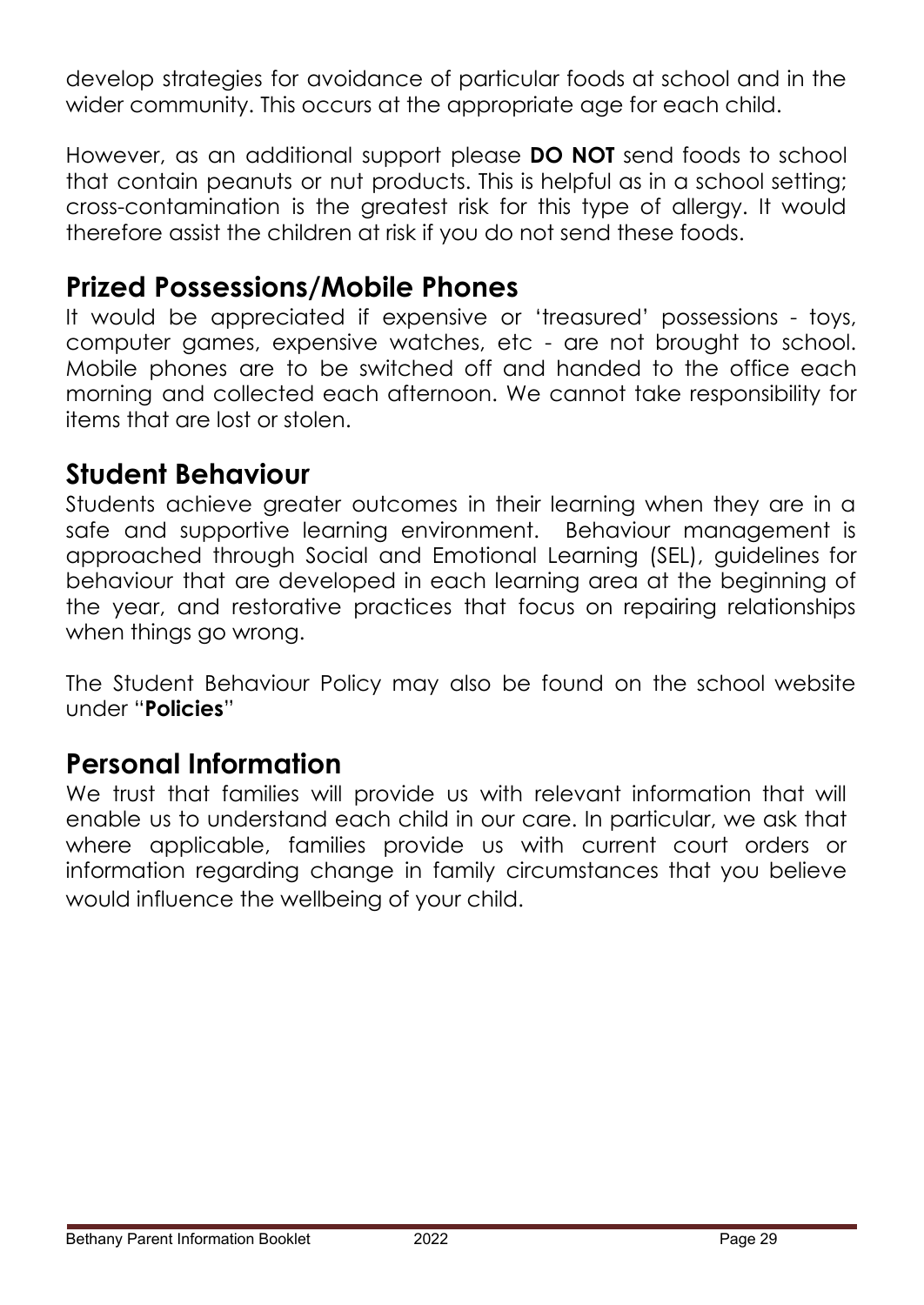develop strategies for avoidance of particular foods at school and in the wider community. This occurs at the appropriate age for each child.

However, as an additional support please **DO NOT** send foods to school that contain peanuts or nut products. This is helpful as in a school setting; cross-contamination is the greatest risk for this type of allergy. It would therefore assist the children at risk if you do not send these foods.

## Prized Possessions/Mobile Phones

It would be appreciated if expensive or 'treasured' possessions - toys, computer games, expensive watches, etc - are not brought to school. Mobile phones are to be switched off and handed to the office each morning and collected each afternoon. We cannot take responsibility for items that are lost or stolen.

## Student Behaviour

Students achieve greater outcomes in their learning when they are in a safe and supportive learning environment. Behaviour management is approached through Social and Emotional Learning (SEL), guidelines for behaviour that are developed in each learning area at the beginning of the year, and restorative practices that focus on repairing relationships when things go wrong.

The Student Behaviour Policy may also be found on the school website under "**Policies**"

## Personal Information

We trust that families will provide us with relevant information that will enable us to understand each child in our care. In particular, we ask that where applicable, families provide us with current court orders or information regarding change in family circumstances that you believe would influence the wellbeing of your child.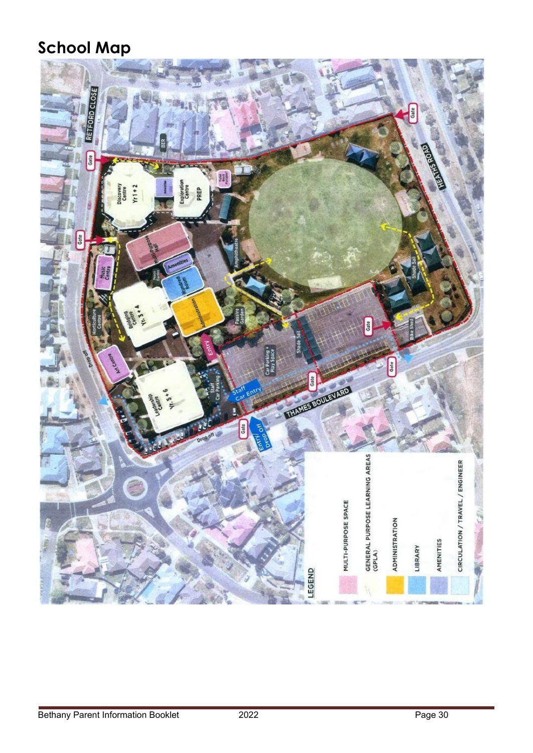# School Map

RETFORD CLOSE

HEATHS ROAD

THAMES BOULEVARD

Gate

Gate

Gate

Gate

Gate

Gate

Gate

BER

Discovery Centre Yr 1 + 2

Amenities

Exploration Centre PREP

Multi-Purpose Hall

Amenities

Music Centre

Peace Garden

Wandarra Room

Bridging Centre Yr. 3 + 4

Administration

Horticulture Centre

Passive Garden

Amphitheatre

Art Centre

Entry

Leadership Centre Yr. 5 + 6

Staff Car Parking

Staff Car Entry

Car Parking + Play Space

Shade Sail

Shade Sail

Bike Shed

Drop off

Drop off

Entry/ Drop off

LEGEND

MULTI-PURPOSE SPACE

GENERAL PURPOSE LEARNING AREAS (GPLA)

ADMINISTRATION

LIBRARY

AMENITIES

CIRCULATION / TRAVEL / ENGINEER